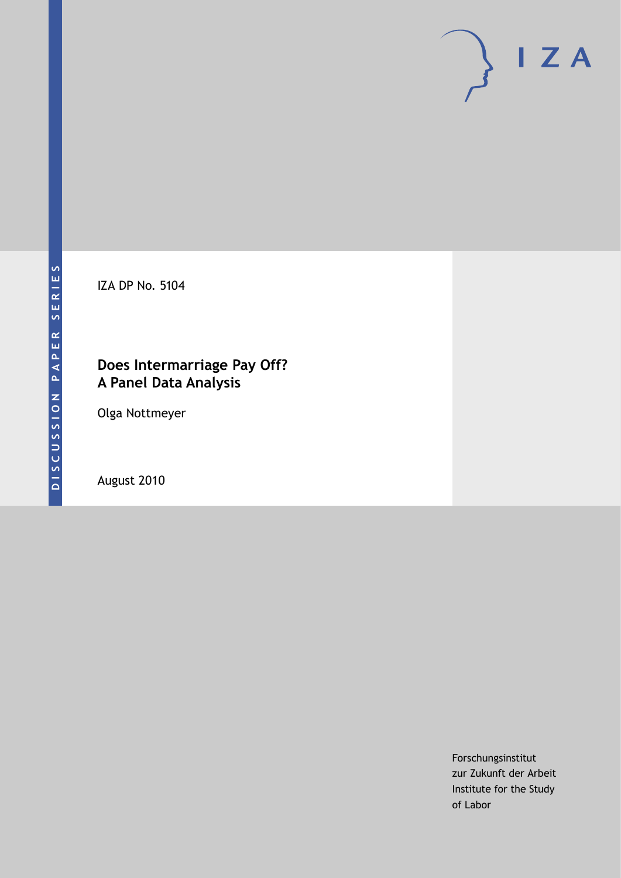DISCUSSION PAPER SERIES

IZA

IZA DP No. 5104

# Does Intermarriage Pay Off? A Panel Data Analysis

Olga Nottmeyer

August 2010

Forschungsinstitut
zur Zukunft der Arbeit
Institute for the Study
of Labor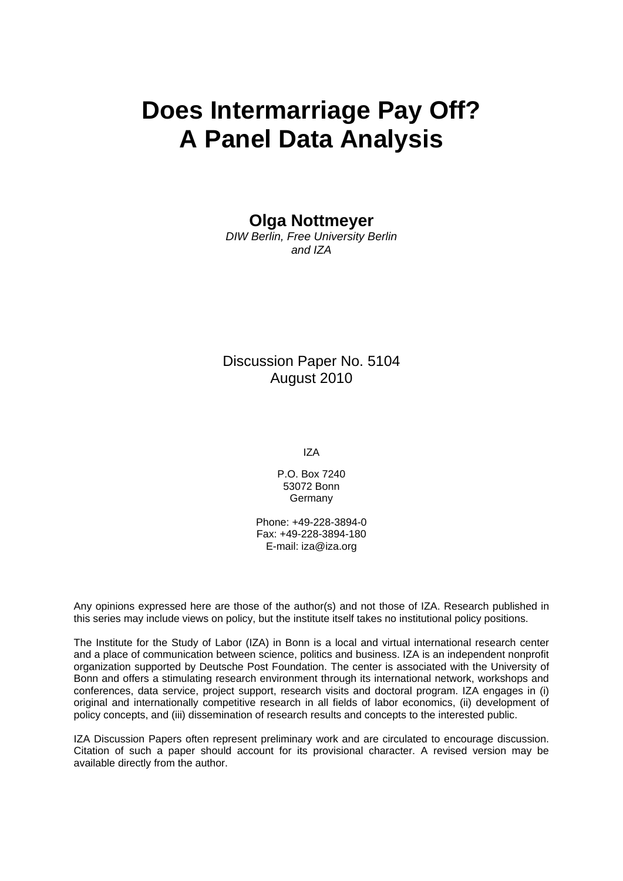# Does Intermarriage Pay Off? A Panel Data Analysis

**Olga Nottmeyer**

*DIW Berlin, Free University Berlin and IZA*

Discussion Paper No. 5104
August 2010

IZA

P.O. Box 7240
53072 Bonn
Germany

Phone: +49-228-3894-0
Fax: +49-228-3894-180
E-mail: iza@iza.org

Any opinions expressed here are those of the author(s) and not those of IZA. Research published in this series may include views on policy, but the institute itself takes no institutional policy positions.

The Institute for the Study of Labor (IZA) in Bonn is a local and virtual international research center and a place of communication between science, politics and business. IZA is an independent nonprofit organization supported by Deutsche Post Foundation. The center is associated with the University of Bonn and offers a stimulating research environment through its international network, workshops and conferences, data service, project support, research visits and doctoral program. IZA engages in (i) original and internationally competitive research in all fields of labor economics, (ii) development of policy concepts, and (iii) dissemination of research results and concepts to the interested public.

IZA Discussion Papers often represent preliminary work and are circulated to encourage discussion. Citation of such a paper should account for its provisional character. A revised version may be available directly from the author.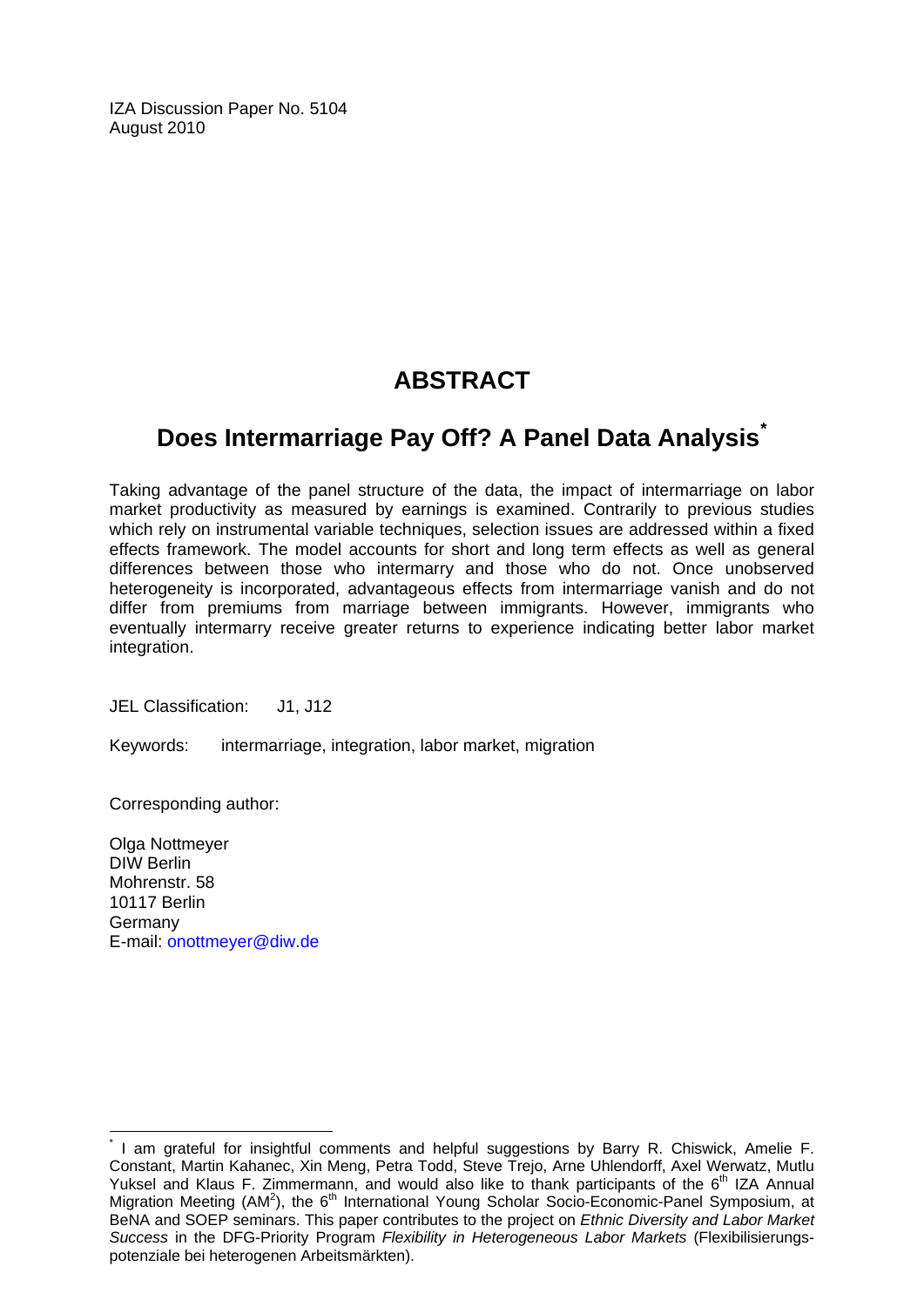IZA Discussion Paper No. 5104
August 2010

# ABSTRACT

## Does Intermarriage Pay Off? A Panel Data Analysis*

Taking advantage of the panel structure of the data, the impact of intermarriage on labor market productivity as measured by earnings is examined. Contrarily to previous studies which rely on instrumental variable techniques, selection issues are addressed within a fixed effects framework. The model accounts for short and long term effects as well as general differences between those who intermarry and those who do not. Once unobserved heterogeneity is incorporated, advantageous effects from intermarriage vanish and do not differ from premiums from marriage between immigrants. However, immigrants who eventually intermarry receive greater returns to experience indicating better labor market integration.

JEL Classification: J1, J12

Keywords: intermarriage, integration, labor market, migration

Corresponding author:

Olga Nottmeyer
DIW Berlin
Mohrenstr. 58
10117 Berlin
Germany
E-mail: onottmeyer@diw.de

---

* I am grateful for insightful comments and helpful suggestions by Barry R. Chiswick, Amelie F. Constant, Martin Kahanec, Xin Meng, Petra Todd, Steve Trejo, Arne Uhlendorff, Axel Werwatz, Mutlu Yuksel and Klaus F. Zimmermann, and would also like to thank participants of the 6th IZA Annual Migration Meeting (AM²), the 6th International Young Scholar Socio-Economic-Panel Symposium, at BeNA and SOEP seminars. This paper contributes to the project on *Ethnic Diversity and Labor Market Success* in the DFG-Priority Program *Flexibility in Heterogeneous Labor Markets* (Flexibilisierungspotenziale bei heterogenen Arbeitsmärkten).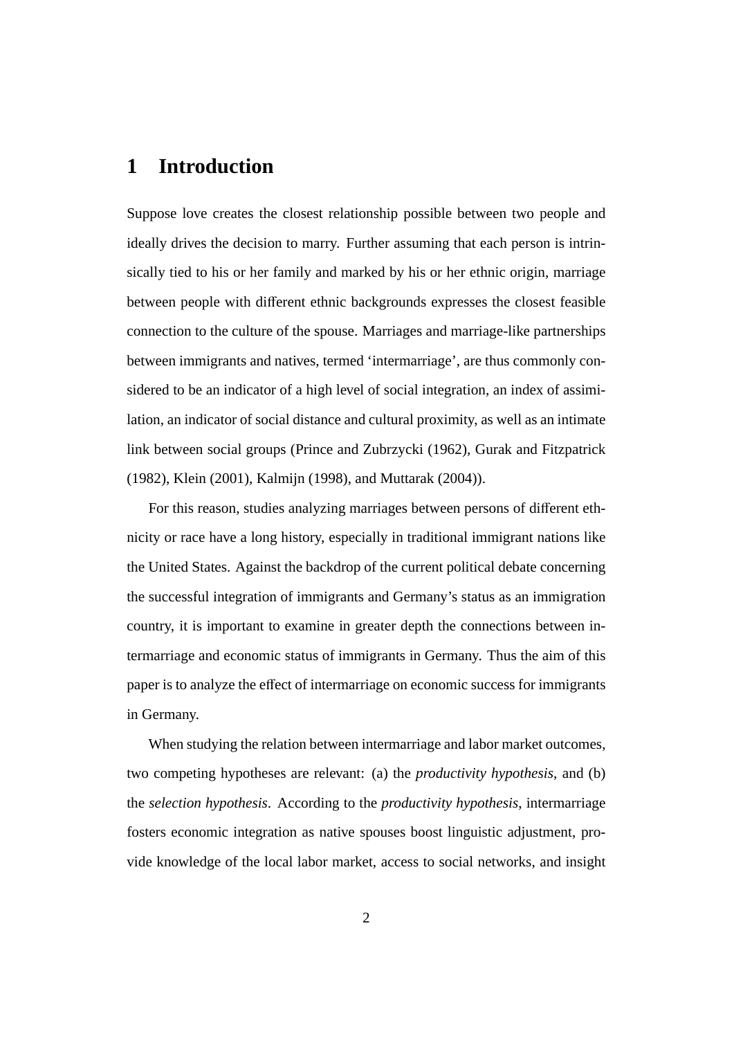# 1 Introduction

Suppose love creates the closest relationship possible between two people and ideally drives the decision to marry. Further assuming that each person is intrinsically tied to his or her family and marked by his or her ethnic origin, marriage between people with different ethnic backgrounds expresses the closest feasible connection to the culture of the spouse. Marriages and marriage-like partnerships between immigrants and natives, termed 'intermarriage', are thus commonly considered to be an indicator of a high level of social integration, an index of assimilation, an indicator of social distance and cultural proximity, as well as an intimate link between social groups (Prince and Zubrzycki (1962), Gurak and Fitzpatrick (1982), Klein (2001), Kalmijn (1998), and Muttarak (2004)).

For this reason, studies analyzing marriages between persons of different ethnicity or race have a long history, especially in traditional immigrant nations like the United States. Against the backdrop of the current political debate concerning the successful integration of immigrants and Germany's status as an immigration country, it is important to examine in greater depth the connections between intermarriage and economic status of immigrants in Germany. Thus the aim of this paper is to analyze the effect of intermarriage on economic success for immigrants in Germany.

When studying the relation between intermarriage and labor market outcomes, two competing hypotheses are relevant: (a) the *productivity hypothesis*, and (b) the *selection hypothesis*. According to the *productivity hypothesis*, intermarriage fosters economic integration as native spouses boost linguistic adjustment, provide knowledge of the local labor market, access to social networks, and insight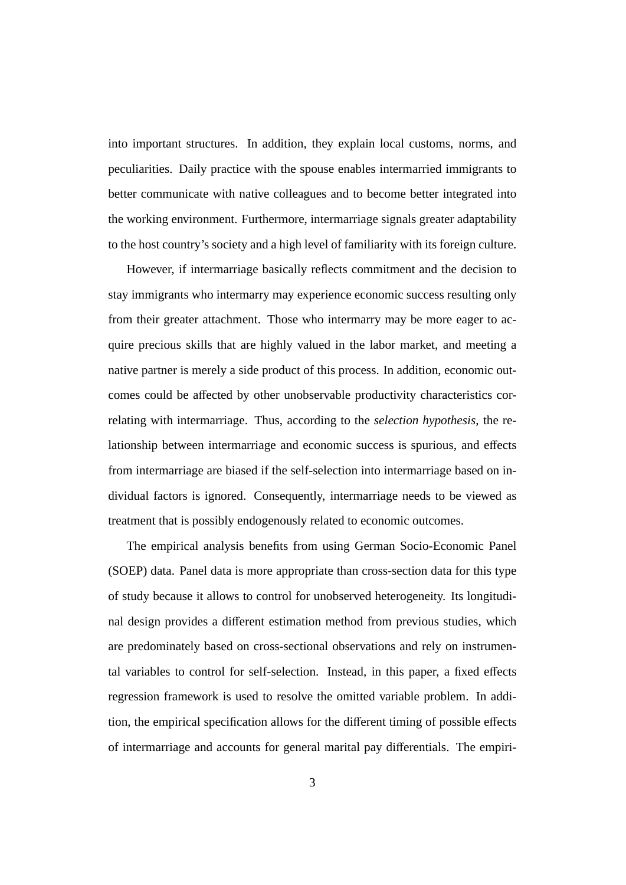into important structures. In addition, they explain local customs, norms, and peculiarities. Daily practice with the spouse enables intermarried immigrants to better communicate with native colleagues and to become better integrated into the working environment. Furthermore, intermarriage signals greater adaptability to the host country's society and a high level of familiarity with its foreign culture.

However, if intermarriage basically reflects commitment and the decision to stay immigrants who intermarry may experience economic success resulting only from their greater attachment. Those who intermarry may be more eager to acquire precious skills that are highly valued in the labor market, and meeting a native partner is merely a side product of this process. In addition, economic outcomes could be affected by other unobservable productivity characteristics correlating with intermarriage. Thus, according to the *selection hypothesis*, the relationship between intermarriage and economic success is spurious, and effects from intermarriage are biased if the self-selection into intermarriage based on individual factors is ignored. Consequently, intermarriage needs to be viewed as treatment that is possibly endogenously related to economic outcomes.

The empirical analysis benefits from using German Socio-Economic Panel (SOEP) data. Panel data is more appropriate than cross-section data for this type of study because it allows to control for unobserved heterogeneity. Its longitudinal design provides a different estimation method from previous studies, which are predominately based on cross-sectional observations and rely on instrumental variables to control for self-selection. Instead, in this paper, a fixed effects regression framework is used to resolve the omitted variable problem. In addition, the empirical specification allows for the different timing of possible effects of intermarriage and accounts for general marital pay differentials. The empiri-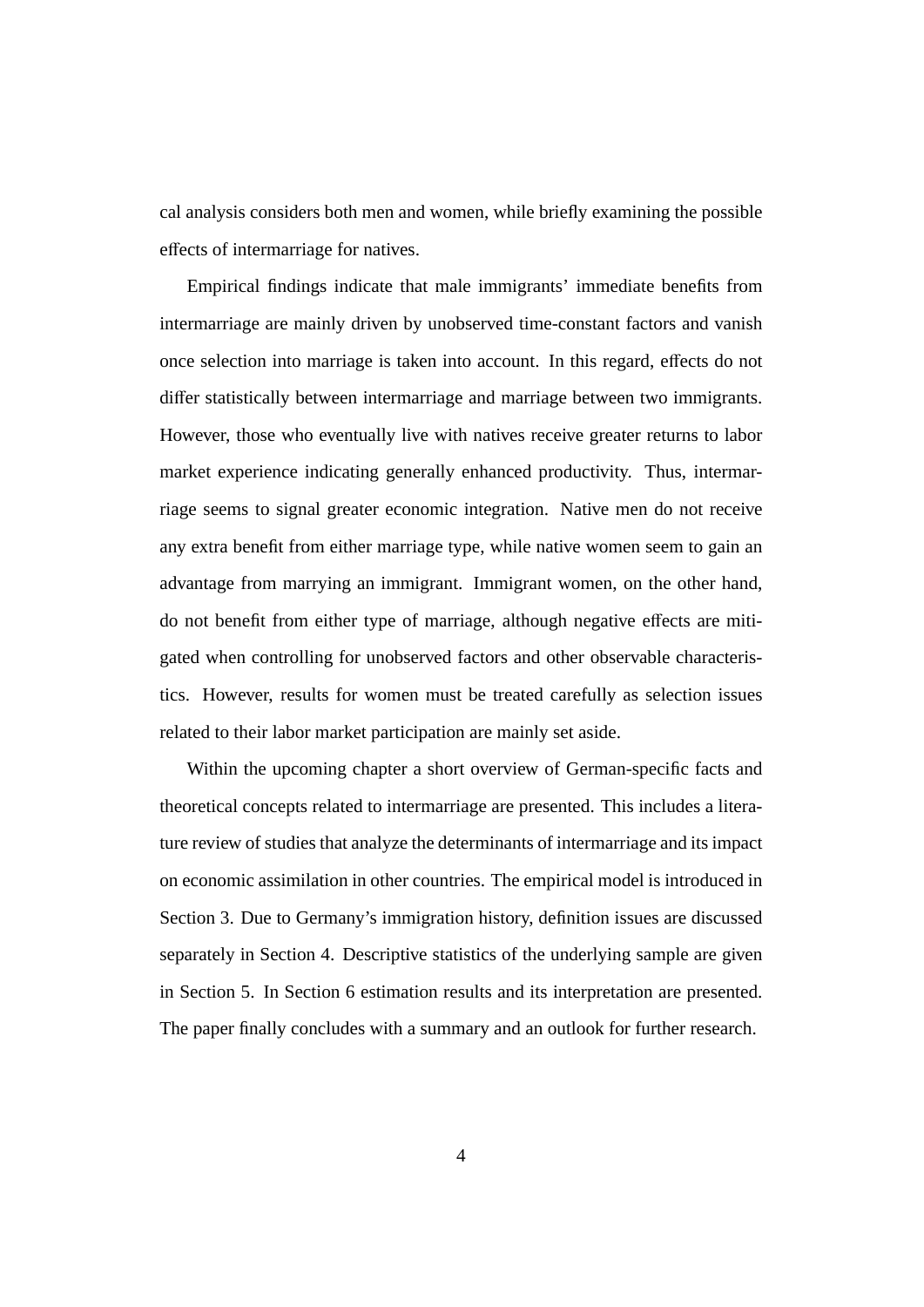cal analysis considers both men and women, while briefly examining the possible effects of intermarriage for natives.

Empirical findings indicate that male immigrants' immediate benefits from intermarriage are mainly driven by unobserved time-constant factors and vanish once selection into marriage is taken into account. In this regard, effects do not differ statistically between intermarriage and marriage between two immigrants. However, those who eventually live with natives receive greater returns to labor market experience indicating generally enhanced productivity. Thus, intermarriage seems to signal greater economic integration. Native men do not receive any extra benefit from either marriage type, while native women seem to gain an advantage from marrying an immigrant. Immigrant women, on the other hand, do not benefit from either type of marriage, although negative effects are mitigated when controlling for unobserved factors and other observable characteristics. However, results for women must be treated carefully as selection issues related to their labor market participation are mainly set aside.

Within the upcoming chapter a short overview of German-specific facts and theoretical concepts related to intermarriage are presented. This includes a literature review of studies that analyze the determinants of intermarriage and its impact on economic assimilation in other countries. The empirical model is introduced in Section 3. Due to Germany's immigration history, definition issues are discussed separately in Section 4. Descriptive statistics of the underlying sample are given in Section 5. In Section 6 estimation results and its interpretation are presented. The paper finally concludes with a summary and an outlook for further research.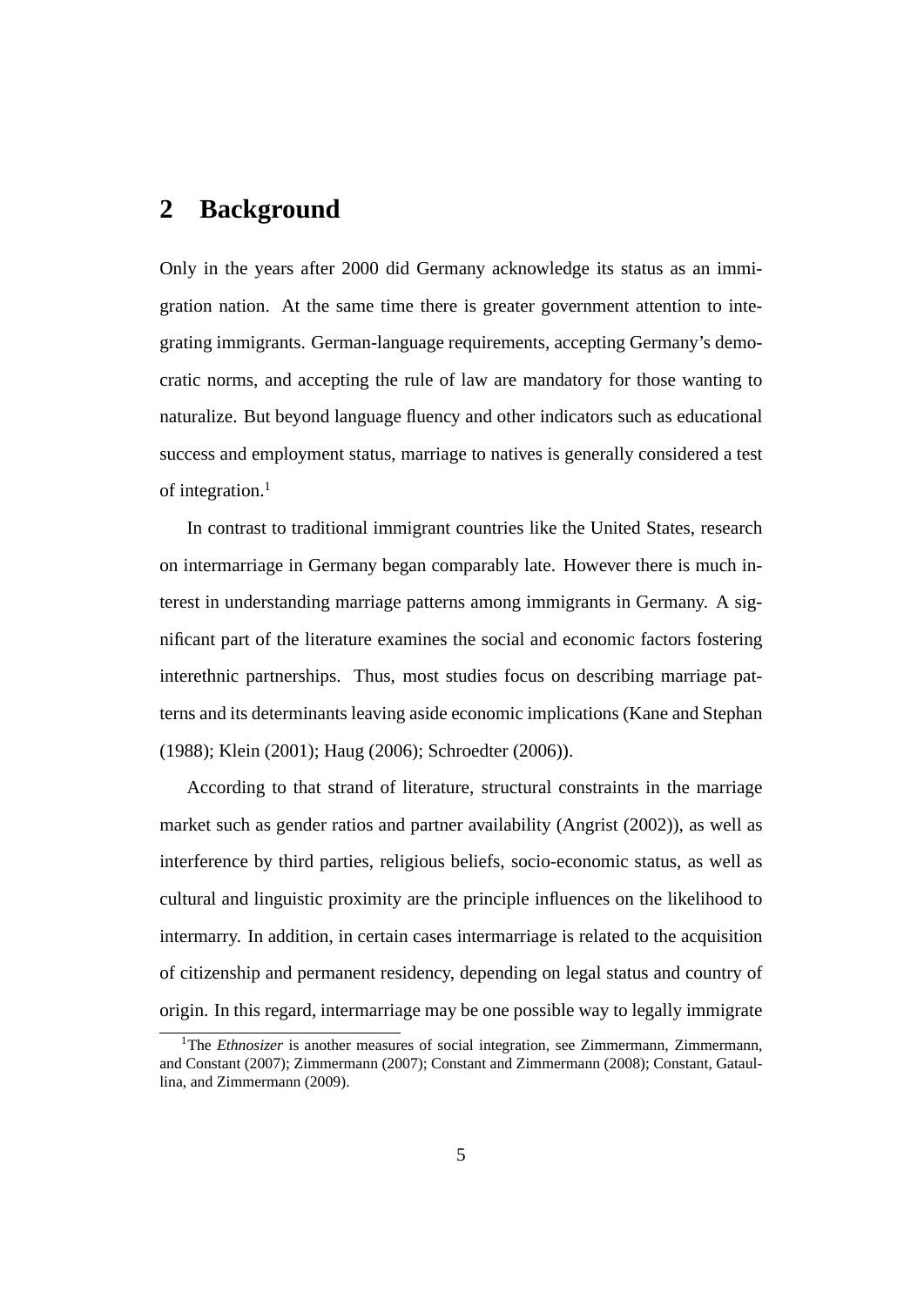## 2 Background

Only in the years after 2000 did Germany acknowledge its status as an immigration nation. At the same time there is greater government attention to integrating immigrants. German-language requirements, accepting Germany's democratic norms, and accepting the rule of law are mandatory for those wanting to naturalize. But beyond language fluency and other indicators such as educational success and employment status, marriage to natives is generally considered a test of integration.[1]

In contrast to traditional immigrant countries like the United States, research on intermarriage in Germany began comparably late. However there is much interest in understanding marriage patterns among immigrants in Germany. A significant part of the literature examines the social and economic factors fostering interethnic partnerships. Thus, most studies focus on describing marriage patterns and its determinants leaving aside economic implications (Kane and Stephan (1988); Klein (2001); Haug (2006); Schroedter (2006)).

According to that strand of literature, structural constraints in the marriage market such as gender ratios and partner availability (Angrist (2002)), as well as interference by third parties, religious beliefs, socio-economic status, as well as cultural and linguistic proximity are the principle influences on the likelihood to intermarry. In addition, in certain cases intermarriage is related to the acquisition of citizenship and permanent residency, depending on legal status and country of origin. In this regard, intermarriage may be one possible way to legally immigrate

[1] The *Ethnosizer* is another measures of social integration, see Zimmermann, Zimmermann, and Constant (2007); Zimmermann (2007); Constant and Zimmermann (2008); Constant, Gataullina, and Zimmermann (2009).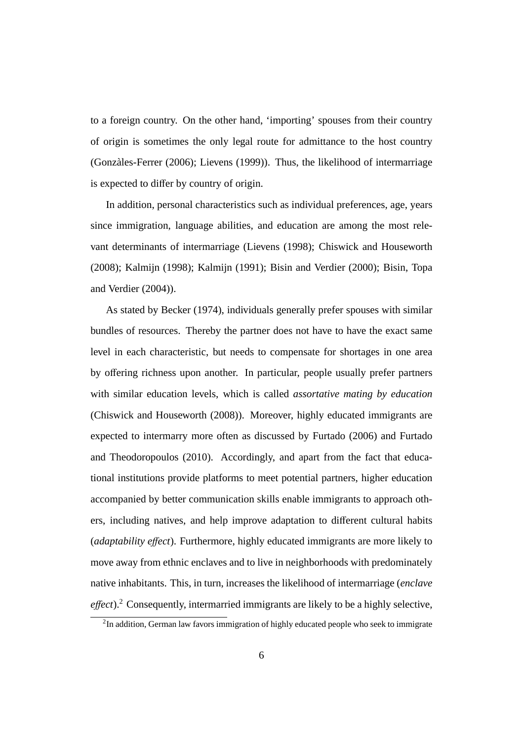to a foreign country. On the other hand, 'importing' spouses from their country of origin is sometimes the only legal route for admittance to the host country (Gonzàles-Ferrer (2006); Lievens (1999)). Thus, the likelihood of intermarriage is expected to differ by country of origin.

In addition, personal characteristics such as individual preferences, age, years since immigration, language abilities, and education are among the most relevant determinants of intermarriage (Lievens (1998); Chiswick and Houseworth (2008); Kalmijn (1998); Kalmijn (1991); Bisin and Verdier (2000); Bisin, Topa and Verdier (2004)).

As stated by Becker (1974), individuals generally prefer spouses with similar bundles of resources. Thereby the partner does not have to have the exact same level in each characteristic, but needs to compensate for shortages in one area by offering richness upon another. In particular, people usually prefer partners with similar education levels, which is called *assortative mating by education* (Chiswick and Houseworth (2008)). Moreover, highly educated immigrants are expected to intermarry more often as discussed by Furtado (2006) and Furtado and Theodoropoulos (2010). Accordingly, and apart from the fact that educational institutions provide platforms to meet potential partners, higher education accompanied by better communication skills enable immigrants to approach others, including natives, and help improve adaptation to different cultural habits (*adaptability effect*). Furthermore, highly educated immigrants are more likely to move away from ethnic enclaves and to live in neighborhoods with predominately native inhabitants. This, in turn, increases the likelihood of intermarriage (*enclave effect*).[2] Consequently, intermarried immigrants are likely to be a highly selective,

[2] In addition, German law favors immigration of highly educated people who seek to immigrate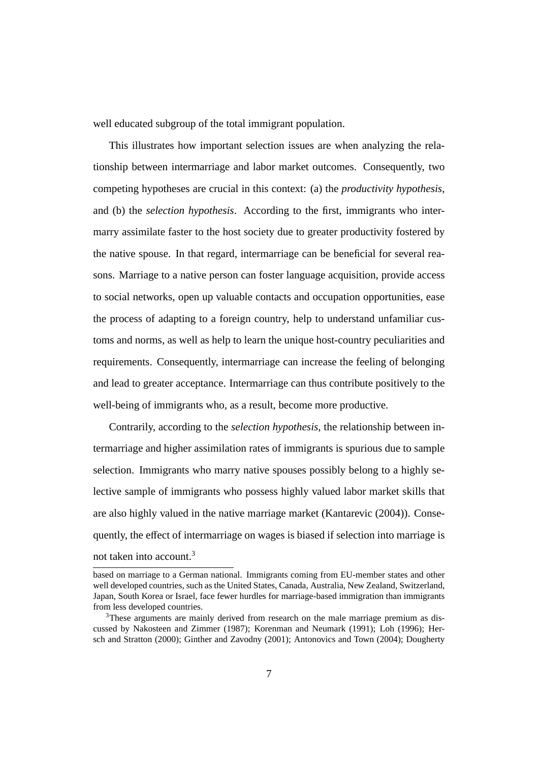well educated subgroup of the total immigrant population.

This illustrates how important selection issues are when analyzing the relationship between intermarriage and labor market outcomes. Consequently, two competing hypotheses are crucial in this context: (a) the *productivity hypothesis*, and (b) the *selection hypothesis*. According to the first, immigrants who intermarry assimilate faster to the host society due to greater productivity fostered by the native spouse. In that regard, intermarriage can be beneficial for several reasons. Marriage to a native person can foster language acquisition, provide access to social networks, open up valuable contacts and occupation opportunities, ease the process of adapting to a foreign country, help to understand unfamiliar customs and norms, as well as help to learn the unique host-country peculiarities and requirements. Consequently, intermarriage can increase the feeling of belonging and lead to greater acceptance. Intermarriage can thus contribute positively to the well-being of immigrants who, as a result, become more productive.

Contrarily, according to the *selection hypothesis*, the relationship between intermarriage and higher assimilation rates of immigrants is spurious due to sample selection. Immigrants who marry native spouses possibly belong to a highly selective sample of immigrants who possess highly valued labor market skills that are also highly valued in the native marriage market (Kantarevic (2004)). Consequently, the effect of intermarriage on wages is biased if selection into marriage is not taken into account.[3]

---

based on marriage to a German national. Immigrants coming from EU-member states and other well developed countries, such as the United States, Canada, Australia, New Zealand, Switzerland, Japan, South Korea or Israel, face fewer hurdles for marriage-based immigration than immigrants from less developed countries.

[3]These arguments are mainly derived from research on the male marriage premium as discussed by Nakosteen and Zimmer (1987); Korenman and Neumark (1991); Loh (1996); Hersch and Stratton (2000); Ginther and Zavodny (2001); Antonovics and Town (2004); Dougherty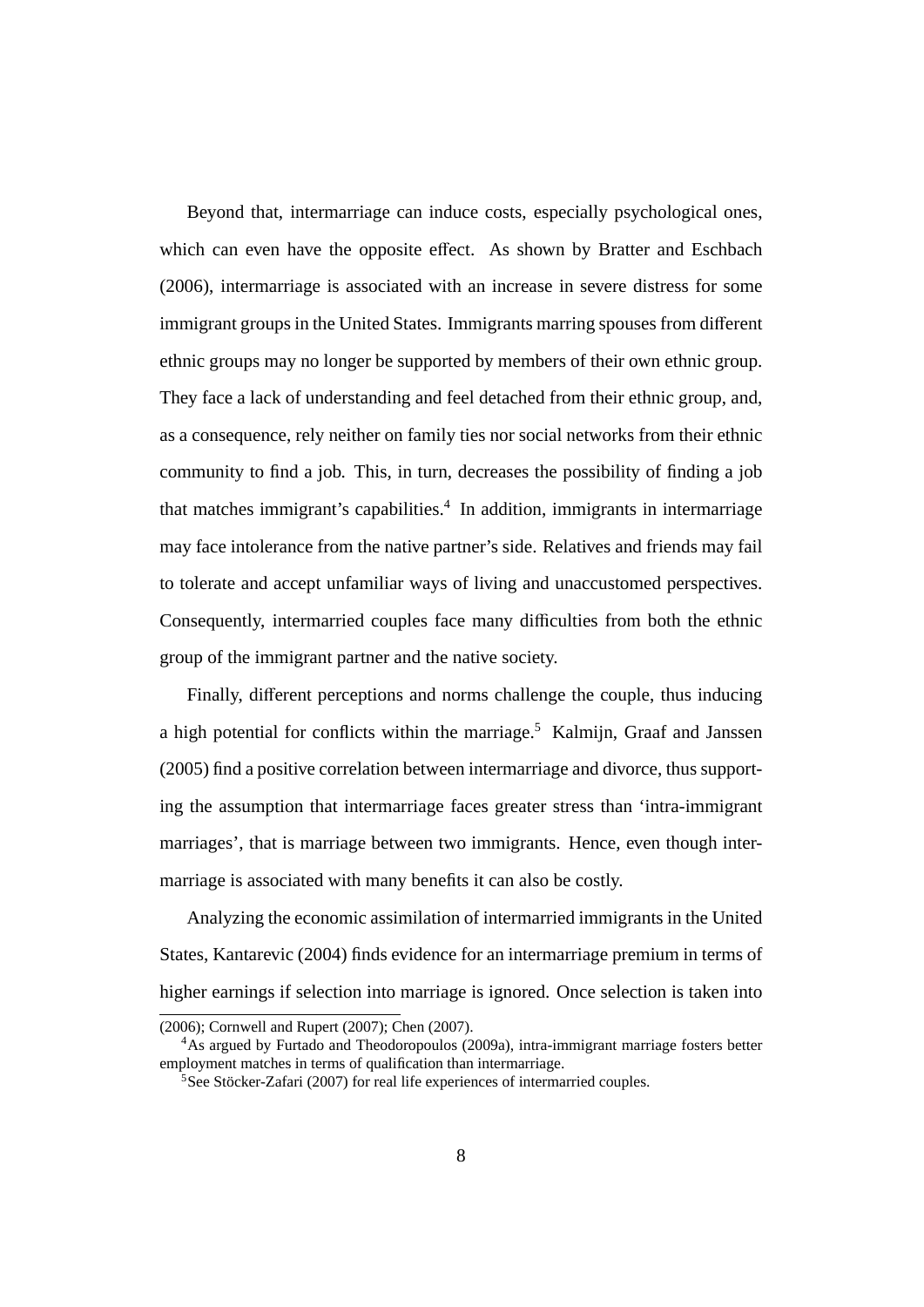Beyond that, intermarriage can induce costs, especially psychological ones, which can even have the opposite effect. As shown by Bratter and Eschbach (2006), intermarriage is associated with an increase in severe distress for some immigrant groups in the United States. Immigrants marring spouses from different ethnic groups may no longer be supported by members of their own ethnic group. They face a lack of understanding and feel detached from their ethnic group, and, as a consequence, rely neither on family ties nor social networks from their ethnic community to find a job. This, in turn, decreases the possibility of finding a job that matches immigrant's capabilities.[4] In addition, immigrants in intermarriage may face intolerance from the native partner's side. Relatives and friends may fail to tolerate and accept unfamiliar ways of living and unaccustomed perspectives. Consequently, intermarried couples face many difficulties from both the ethnic group of the immigrant partner and the native society.

Finally, different perceptions and norms challenge the couple, thus inducing a high potential for conflicts within the marriage.[5] Kalmijn, Graaf and Janssen (2005) find a positive correlation between intermarriage and divorce, thus supporting the assumption that intermarriage faces greater stress than 'intra-immigrant marriages', that is marriage between two immigrants. Hence, even though intermarriage is associated with many benefits it can also be costly.

Analyzing the economic assimilation of intermarried immigrants in the United States, Kantarevic (2004) finds evidence for an intermarriage premium in terms of higher earnings if selection into marriage is ignored. Once selection is taken into

(2006); Cornwell and Rupert (2007); Chen (2007).

[4] As argued by Furtado and Theodoropoulos (2009a), intra-immigrant marriage fosters better employment matches in terms of qualification than intermarriage.

[5] See Stöcker-Zafari (2007) for real life experiences of intermarried couples.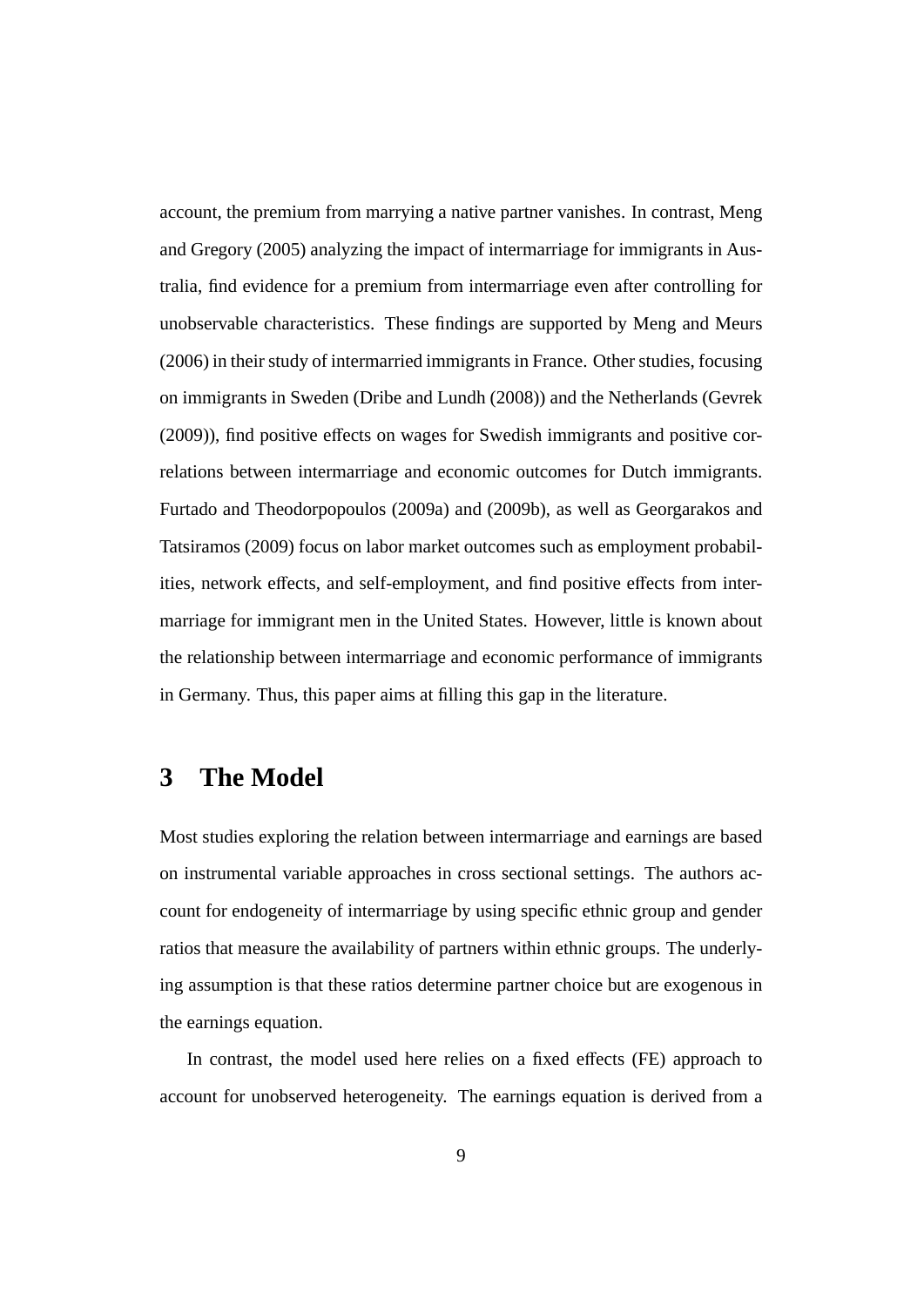account, the premium from marrying a native partner vanishes. In contrast, Meng and Gregory (2005) analyzing the impact of intermarriage for immigrants in Australia, find evidence for a premium from intermarriage even after controlling for unobservable characteristics. These findings are supported by Meng and Meurs (2006) in their study of intermarried immigrants in France. Other studies, focusing on immigrants in Sweden (Dribe and Lundh (2008)) and the Netherlands (Gevrek (2009)), find positive effects on wages for Swedish immigrants and positive correlations between intermarriage and economic outcomes for Dutch immigrants. Furtado and Theodorpopoulos (2009a) and (2009b), as well as Georgarakos and Tatsiramos (2009) focus on labor market outcomes such as employment probabilities, network effects, and self-employment, and find positive effects from intermarriage for immigrant men in the United States. However, little is known about the relationship between intermarriage and economic performance of immigrants in Germany. Thus, this paper aims at filling this gap in the literature.

# 3 The Model

Most studies exploring the relation between intermarriage and earnings are based on instrumental variable approaches in cross sectional settings. The authors account for endogeneity of intermarriage by using specific ethnic group and gender ratios that measure the availability of partners within ethnic groups. The underlying assumption is that these ratios determine partner choice but are exogenous in the earnings equation.

In contrast, the model used here relies on a fixed effects (FE) approach to account for unobserved heterogeneity. The earnings equation is derived from a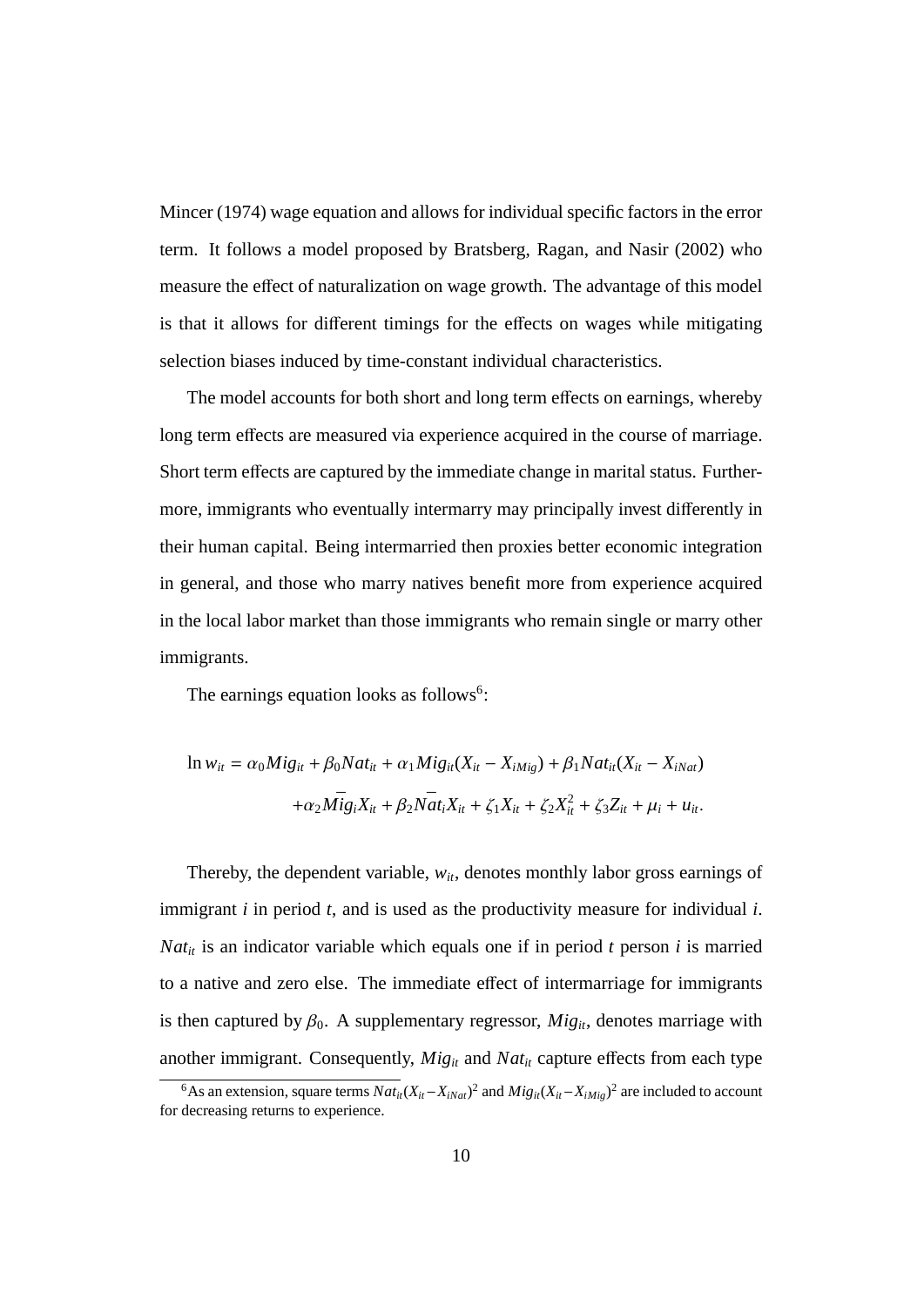Mincer (1974) wage equation and allows for individual specific factors in the error term. It follows a model proposed by Bratsberg, Ragan, and Nasir (2002) who measure the effect of naturalization on wage growth. The advantage of this model is that it allows for different timings for the effects on wages while mitigating selection biases induced by time-constant individual characteristics.

The model accounts for both short and long term effects on earnings, whereby long term effects are measured via experience acquired in the course of marriage. Short term effects are captured by the immediate change in marital status. Furthermore, immigrants who eventually intermarry may principally invest differently in their human capital. Being intermarried then proxies better economic integration in general, and those who marry natives benefit more from experience acquired in the local labor market than those immigrants who remain single or marry other immigrants.

The earnings equation looks as follows[6]:

$$
\begin{aligned}
\ln w_{it} = {} & \alpha_0 Mig_{it} + \beta_0 Nat_{it} + \alpha_1 Mig_{it}(X_{it} - X_{iMig}) + \beta_1 Nat_{it}(X_{it} - X_{iNat}) \\
& + \alpha_2 \overline{Mig}_i X_{it} + \beta_2 \overline{Nat}_i X_{it} + \zeta_1 X_{it} + \zeta_2 X_{it}^2 + \zeta_3 Z_{it} + \mu_i + u_{it}.
\end{aligned}
$$

Thereby, the dependent variable, $w_{it}$, denotes monthly labor gross earnings of immigrant $i$ in period $t$, and is used as the productivity measure for individual $i$. $Nat_{it}$ is an indicator variable which equals one if in period $t$ person $i$ is married to a native and zero else. The immediate effect of intermarriage for immigrants is then captured by $\beta_0$. A supplementary regressor, $Mig_{it}$, denotes marriage with another immigrant. Consequently, $Mig_{it}$ and $Nat_{it}$ capture effects from each type

[6] As an extension, square terms $Nat_{it}(X_{it} - X_{iNat})^2$ and $Mig_{it}(X_{it} - X_{iMig})^2$ are included to account for decreasing returns to experience.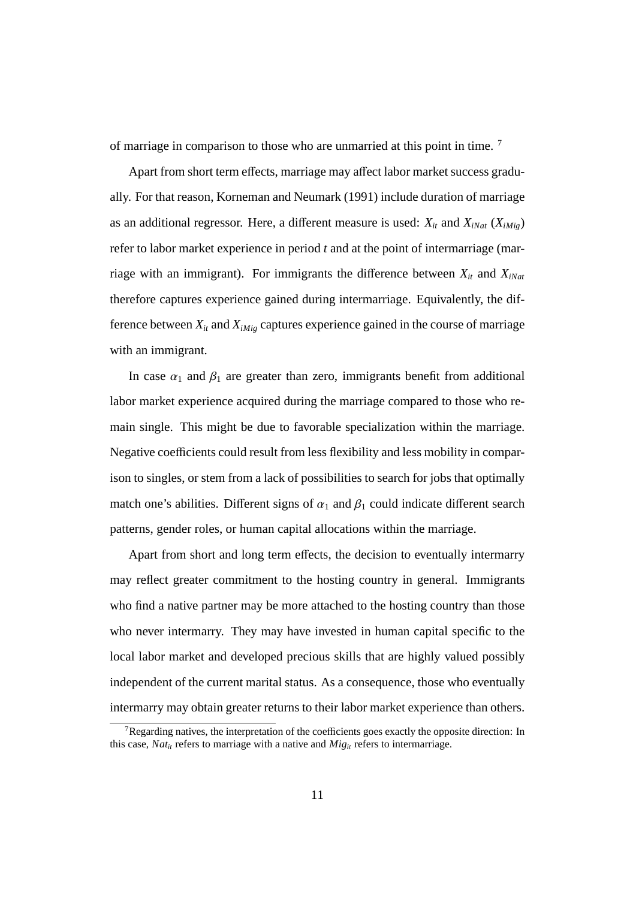of marriage in comparison to those who are unmarried at this point in time. [7]

Apart from short term effects, marriage may affect labor market success gradually. For that reason, Korneman and Neumark (1991) include duration of marriage as an additional regressor. Here, a different measure is used: $X_{it}$ and $X_{iNat}$ ($X_{iMig}$) refer to labor market experience in period $t$ and at the point of intermarriage (marriage with an immigrant). For immigrants the difference between $X_{it}$ and $X_{iNat}$ therefore captures experience gained during intermarriage. Equivalently, the difference between $X_{it}$ and $X_{iMig}$ captures experience gained in the course of marriage with an immigrant.

In case $\alpha_1$ and $\beta_1$ are greater than zero, immigrants benefit from additional labor market experience acquired during the marriage compared to those who remain single. This might be due to favorable specialization within the marriage. Negative coefficients could result from less flexibility and less mobility in comparison to singles, or stem from a lack of possibilities to search for jobs that optimally match one's abilities. Different signs of $\alpha_1$ and $\beta_1$ could indicate different search patterns, gender roles, or human capital allocations within the marriage.

Apart from short and long term effects, the decision to eventually intermarry may reflect greater commitment to the hosting country in general. Immigrants who find a native partner may be more attached to the hosting country than those who never intermarry. They may have invested in human capital specific to the local labor market and developed precious skills that are highly valued possibly independent of the current marital status. As a consequence, those who eventually intermarry may obtain greater returns to their labor market experience than others.

[7] Regarding natives, the interpretation of the coefficients goes exactly the opposite direction: In this case, $Nat_{it}$ refers to marriage with a native and $Mig_{it}$ refers to intermarriage.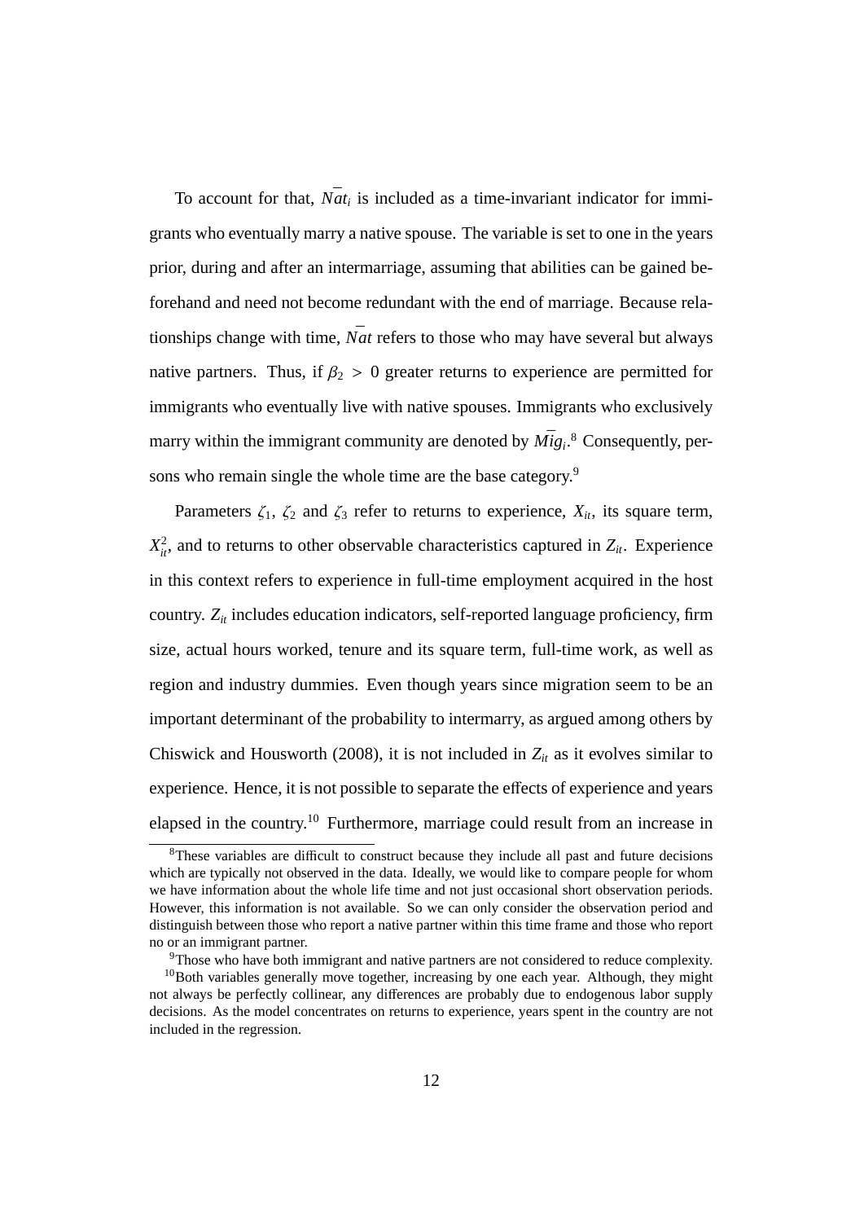To account for that, $\bar{Nat}_i$ is included as a time-invariant indicator for immigrants who eventually marry a native spouse. The variable is set to one in the years prior, during and after an intermarriage, assuming that abilities can be gained beforehand and need not become redundant with the end of marriage. Because relationships change with time, $\bar{Nat}$ refers to those who may have several but always native partners. Thus, if $\beta_2 > 0$ greater returns to experience are permitted for immigrants who eventually live with native spouses. Immigrants who exclusively marry within the immigrant community are denoted by $\bar{Mig}_i$.[8] Consequently, persons who remain single the whole time are the base category.[9]

Parameters $\zeta_1$, $\zeta_2$ and $\zeta_3$ refer to returns to experience, $X_{it}$, its square term, $X_{it}^2$, and to returns to other observable characteristics captured in $Z_{it}$. Experience in this context refers to experience in full-time employment acquired in the host country. $Z_{it}$ includes education indicators, self-reported language proficiency, firm size, actual hours worked, tenure and its square term, full-time work, as well as region and industry dummies. Even though years since migration seem to be an important determinant of the probability to intermarry, as argued among others by Chiswick and Housworth (2008), it is not included in $Z_{it}$ as it evolves similar to experience. Hence, it is not possible to separate the effects of experience and years elapsed in the country.[10] Furthermore, marriage could result from an increase in

---

[8] These variables are difficult to construct because they include all past and future decisions which are typically not observed in the data. Ideally, we would like to compare people for whom we have information about the whole life time and not just occasional short observation periods. However, this information is not available. So we can only consider the observation period and distinguish between those who report a native partner within this time frame and those who report no or an immigrant partner.

[9] Those who have both immigrant and native partners are not considered to reduce complexity.

[10] Both variables generally move together, increasing by one each year. Although, they might not always be perfectly collinear, any differences are probably due to endogenous labor supply decisions. As the model concentrates on returns to experience, years spent in the country are not included in the regression.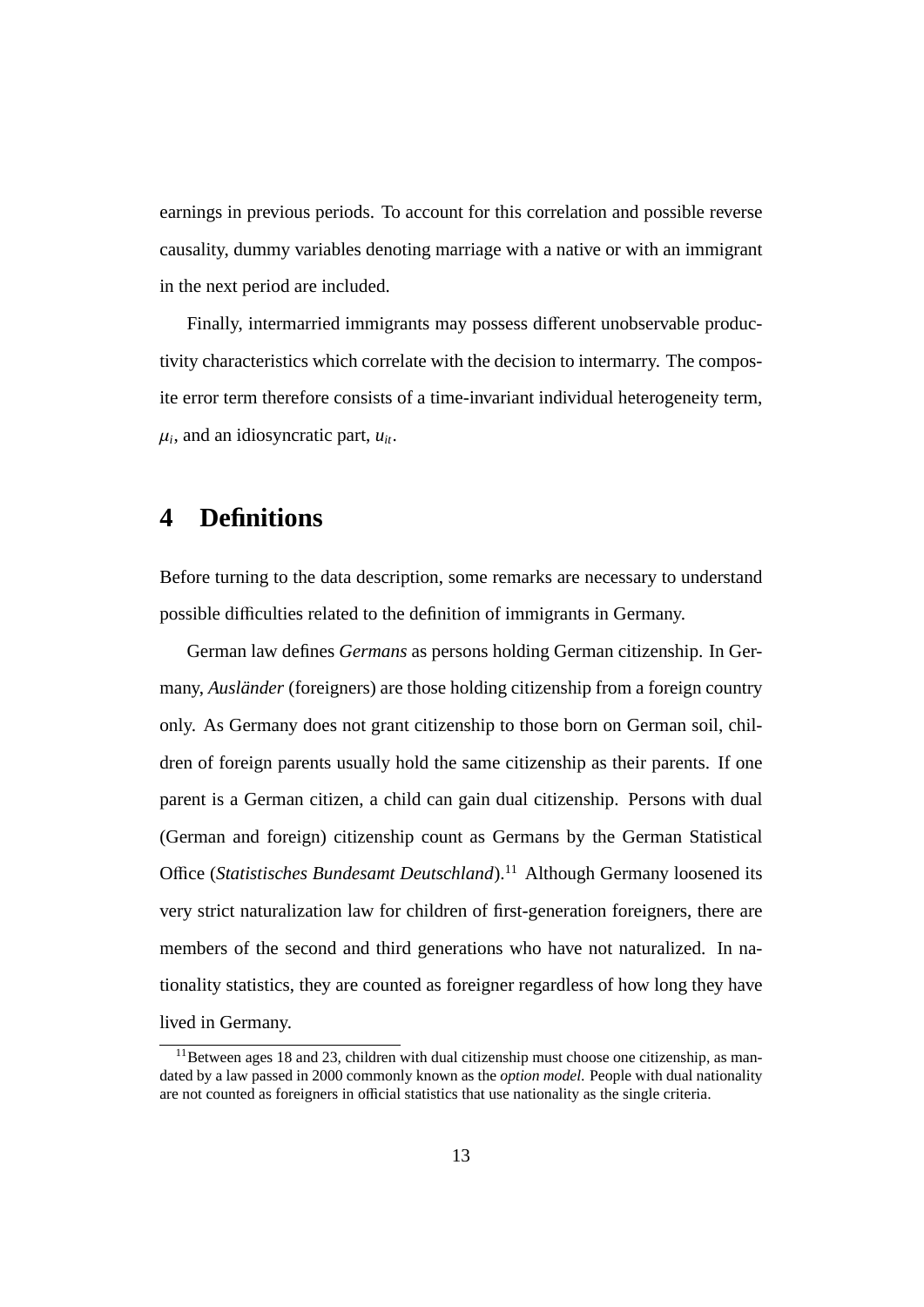earnings in previous periods. To account for this correlation and possible reverse causality, dummy variables denoting marriage with a native or with an immigrant in the next period are included.

Finally, intermarried immigrants may possess different unobservable productivity characteristics which correlate with the decision to intermarry. The composite error term therefore consists of a time-invariant individual heterogeneity term, $\mu_i$, and an idiosyncratic part, $u_{it}$.

# 4 Definitions

Before turning to the data description, some remarks are necessary to understand possible difficulties related to the definition of immigrants in Germany.

German law defines *Germans* as persons holding German citizenship. In Germany, *Ausländer* (foreigners) are those holding citizenship from a foreign country only. As Germany does not grant citizenship to those born on German soil, children of foreign parents usually hold the same citizenship as their parents. If one parent is a German citizen, a child can gain dual citizenship. Persons with dual (German and foreign) citizenship count as Germans by the German Statistical Office (*Statistisches Bundesamt Deutschland*).[11] Although Germany loosened its very strict naturalization law for children of first-generation foreigners, there are members of the second and third generations who have not naturalized. In nationality statistics, they are counted as foreigner regardless of how long they have lived in Germany.

[11] Between ages 18 and 23, children with dual citizenship must choose one citizenship, as mandated by a law passed in 2000 commonly known as the *option model*. People with dual nationality are not counted as foreigners in official statistics that use nationality as the single criteria.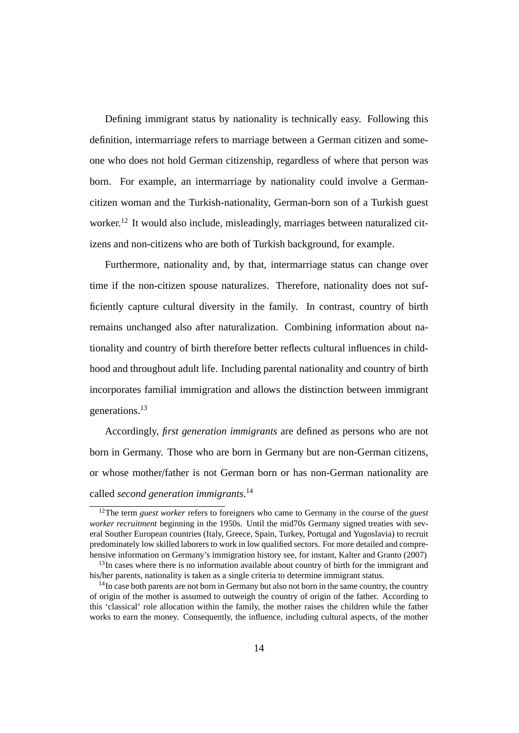Defining immigrant status by nationality is technically easy. Following this definition, intermarriage refers to marriage between a German citizen and someone who does not hold German citizenship, regardless of where that person was born. For example, an intermarriage by nationality could involve a German-citizen woman and the Turkish-nationality, German-born son of a Turkish guest worker.[12] It would also include, misleadingly, marriages between naturalized citizens and non-citizens who are both of Turkish background, for example.

Furthermore, nationality and, by that, intermarriage status can change over time if the non-citizen spouse naturalizes. Therefore, nationality does not sufficiently capture cultural diversity in the family. In contrast, country of birth remains unchanged also after naturalization. Combining information about nationality and country of birth therefore better reflects cultural influences in childhood and throughout adult life. Including parental nationality and country of birth incorporates familial immigration and allows the distinction between immigrant generations.[13]

Accordingly, *first generation immigrants* are defined as persons who are not born in Germany. Those who are born in Germany but are non-German citizens, or whose mother/father is not German born or has non-German nationality are called *second generation immigrants*.[14]

---

[12] The term *guest worker* refers to foreigners who came to Germany in the course of the *guest worker recruitment* beginning in the 1950s. Until the mid70s Germany signed treaties with several Souther European countries (Italy, Greece, Spain, Turkey, Portugal and Yugoslavia) to recruit predominately low skilled laborers to work in low qualified sectors. For more detailed and comprehensive information on Germany's immigration history see, for instant, Kalter and Granto (2007)

[13] In cases where there is no information available about country of birth for the immigrant and his/her parents, nationality is taken as a single criteria to determine immigrant status.

[14] In case both parents are not born in Germany but also not born in the same country, the country of origin of the mother is assumed to outweigh the country of origin of the father. According to this 'classical' role allocation within the family, the mother raises the children while the father works to earn the money. Consequently, the influence, including cultural aspects, of the mother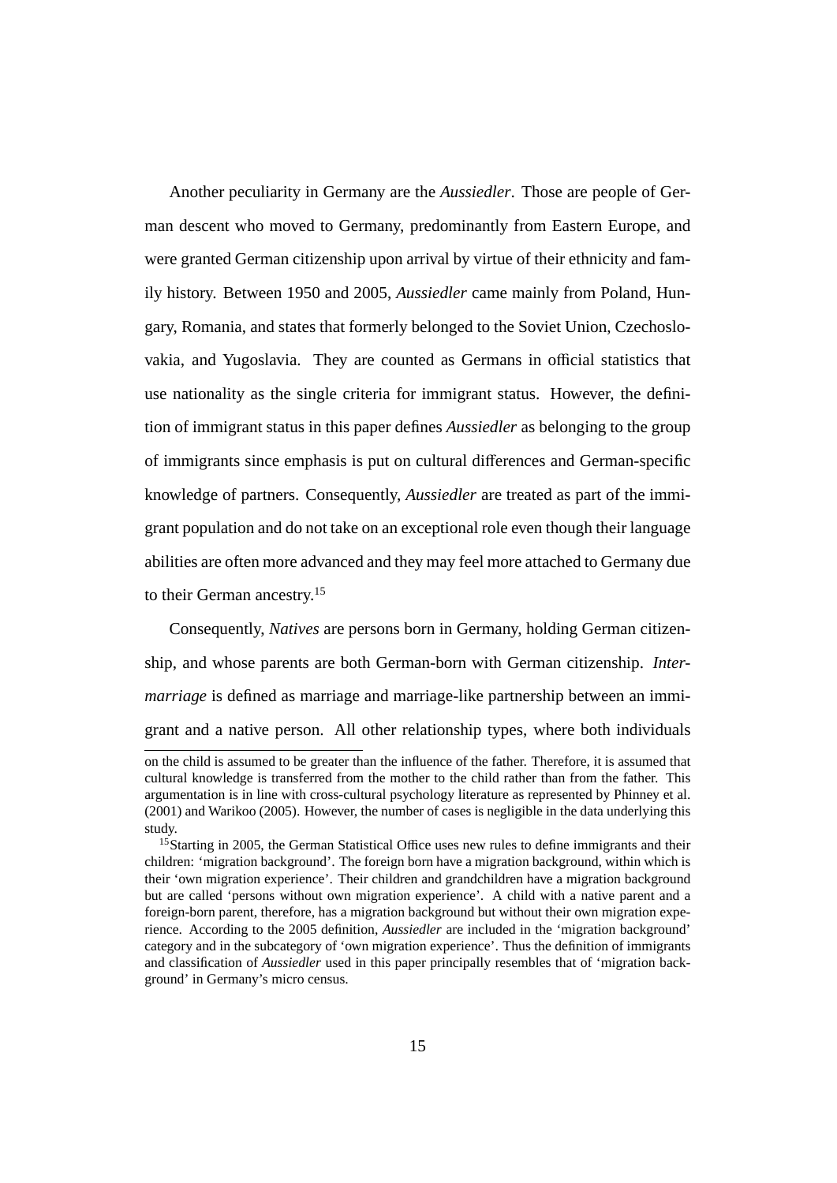Another peculiarity in Germany are the *Aussiedler*. Those are people of German descent who moved to Germany, predominantly from Eastern Europe, and were granted German citizenship upon arrival by virtue of their ethnicity and family history. Between 1950 and 2005, *Aussiedler* came mainly from Poland, Hungary, Romania, and states that formerly belonged to the Soviet Union, Czechoslovakia, and Yugoslavia. They are counted as Germans in official statistics that use nationality as the single criteria for immigrant status. However, the definition of immigrant status in this paper defines *Aussiedler* as belonging to the group of immigrants since emphasis is put on cultural differences and German-specific knowledge of partners. Consequently, *Aussiedler* are treated as part of the immigrant population and do not take on an exceptional role even though their language abilities are often more advanced and they may feel more attached to Germany due to their German ancestry.[15]

Consequently, *Natives* are persons born in Germany, holding German citizenship, and whose parents are both German-born with German citizenship. *Intermarriage* is defined as marriage and marriage-like partnership between an immigrant and a native person. All other relationship types, where both individuals

---

on the child is assumed to be greater than the influence of the father. Therefore, it is assumed that cultural knowledge is transferred from the mother to the child rather than from the father. This argumentation is in line with cross-cultural psychology literature as represented by Phinney et al. (2001) and Warikoo (2005). However, the number of cases is negligible in the data underlying this study.

[15] Starting in 2005, the German Statistical Office uses new rules to define immigrants and their children: 'migration background'. The foreign born have a migration background, within which is their 'own migration experience'. Their children and grandchildren have a migration background but are called 'persons without own migration experience'. A child with a native parent and a foreign-born parent, therefore, has a migration background but without their own migration experience. According to the 2005 definition, *Aussiedler* are included in the 'migration background' category and in the subcategory of 'own migration experience'. Thus the definition of immigrants and classification of *Aussiedler* used in this paper principally resembles that of 'migration background' in Germany's micro census.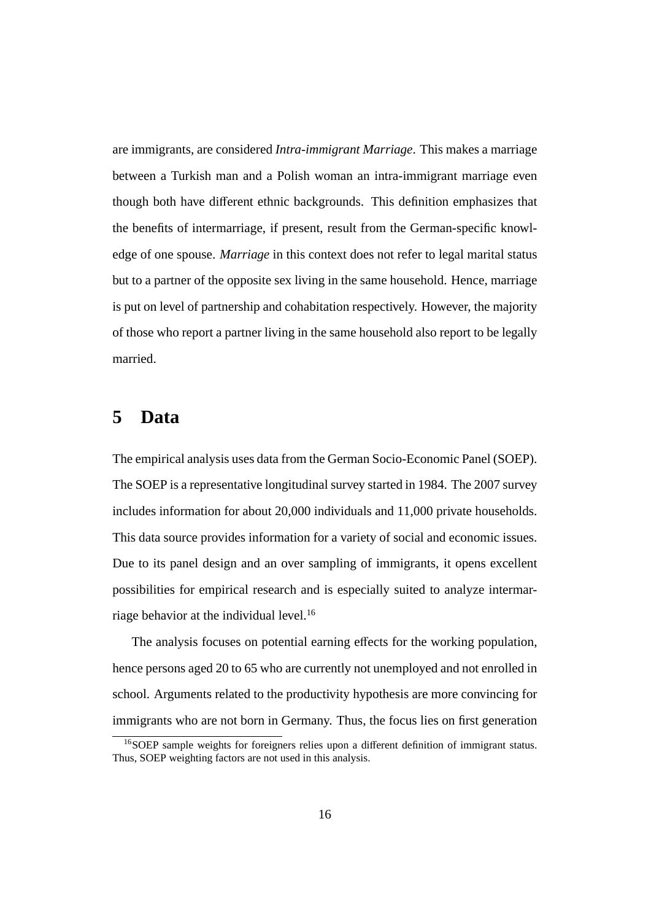are immigrants, are considered *Intra-immigrant Marriage*. This makes a marriage between a Turkish man and a Polish woman an intra-immigrant marriage even though both have different ethnic backgrounds. This definition emphasizes that the benefits of intermarriage, if present, result from the German-specific knowledge of one spouse. *Marriage* in this context does not refer to legal marital status but to a partner of the opposite sex living in the same household. Hence, marriage is put on level of partnership and cohabitation respectively. However, the majority of those who report a partner living in the same household also report to be legally married.

# 5 Data

The empirical analysis uses data from the German Socio-Economic Panel (SOEP). The SOEP is a representative longitudinal survey started in 1984. The 2007 survey includes information for about 20,000 individuals and 11,000 private households. This data source provides information for a variety of social and economic issues. Due to its panel design and an over sampling of immigrants, it opens excellent possibilities for empirical research and is especially suited to analyze intermarriage behavior at the individual level.[16]

The analysis focuses on potential earning effects for the working population, hence persons aged 20 to 65 who are currently not unemployed and not enrolled in school. Arguments related to the productivity hypothesis are more convincing for immigrants who are not born in Germany. Thus, the focus lies on first generation

[16]SOEP sample weights for foreigners relies upon a different definition of immigrant status. Thus, SOEP weighting factors are not used in this analysis.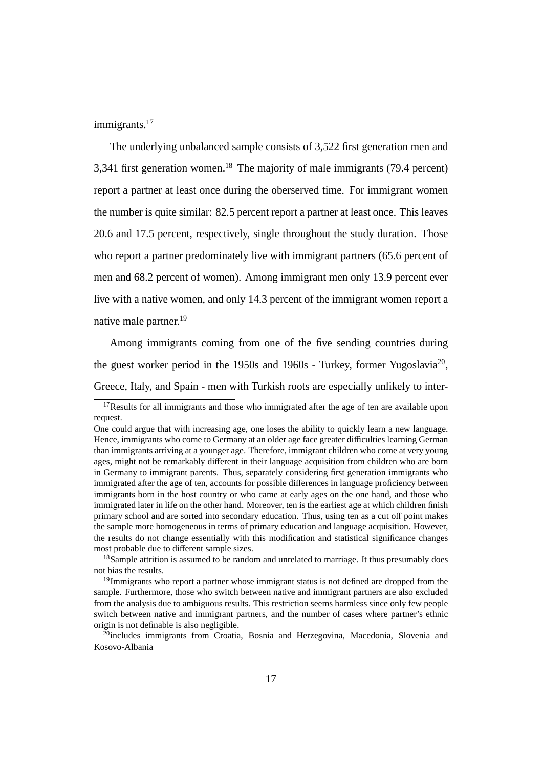immigrants.[17]

The underlying unbalanced sample consists of 3,522 first generation men and 3,341 first generation women.[18] The majority of male immigrants (79.4 percent) report a partner at least once during the oberserved time. For immigrant women the number is quite similar: 82.5 percent report a partner at least once. This leaves 20.6 and 17.5 percent, respectively, single throughout the study duration. Those who report a partner predominately live with immigrant partners (65.6 percent of men and 68.2 percent of women). Among immigrant men only 13.9 percent ever live with a native women, and only 14.3 percent of the immigrant women report a native male partner.[19]

Among immigrants coming from one of the five sending countries during the guest worker period in the 1950s and 1960s - Turkey, former Yugoslavia[20], Greece, Italy, and Spain - men with Turkish roots are especially unlikely to inter-

---

[17] Results for all immigrants and those who immigrated after the age of ten are available upon request.
One could argue that with increasing age, one loses the ability to quickly learn a new language. Hence, immigrants who come to Germany at an older age face greater difficulties learning German than immigrants arriving at a younger age. Therefore, immigrant children who come at very young ages, might not be remarkably different in their language acquisition from children who are born in Germany to immigrant parents. Thus, separately considering first generation immigrants who immigrated after the age of ten, accounts for possible differences in language proficiency between immigrants born in the host country or who came at early ages on the one hand, and those who immigrated later in life on the other hand. Moreover, ten is the earliest age at which children finish primary school and are sorted into secondary education. Thus, using ten as a cut off point makes the sample more homogeneous in terms of primary education and language acquisition. However, the results do not change essentially with this modification and statistical significance changes most probable due to different sample sizes.

[18] Sample attrition is assumed to be random and unrelated to marriage. It thus presumably does not bias the results.

[19] Immigrants who report a partner whose immigrant status is not defined are dropped from the sample. Furthermore, those who switch between native and immigrant partners are also excluded from the analysis due to ambiguous results. This restriction seems harmless since only few people switch between native and immigrant partners, and the number of cases where partner's ethnic origin is not definable is also negligible.

[20] includes immigrants from Croatia, Bosnia and Herzegovina, Macedonia, Slovenia and Kosovo-Albania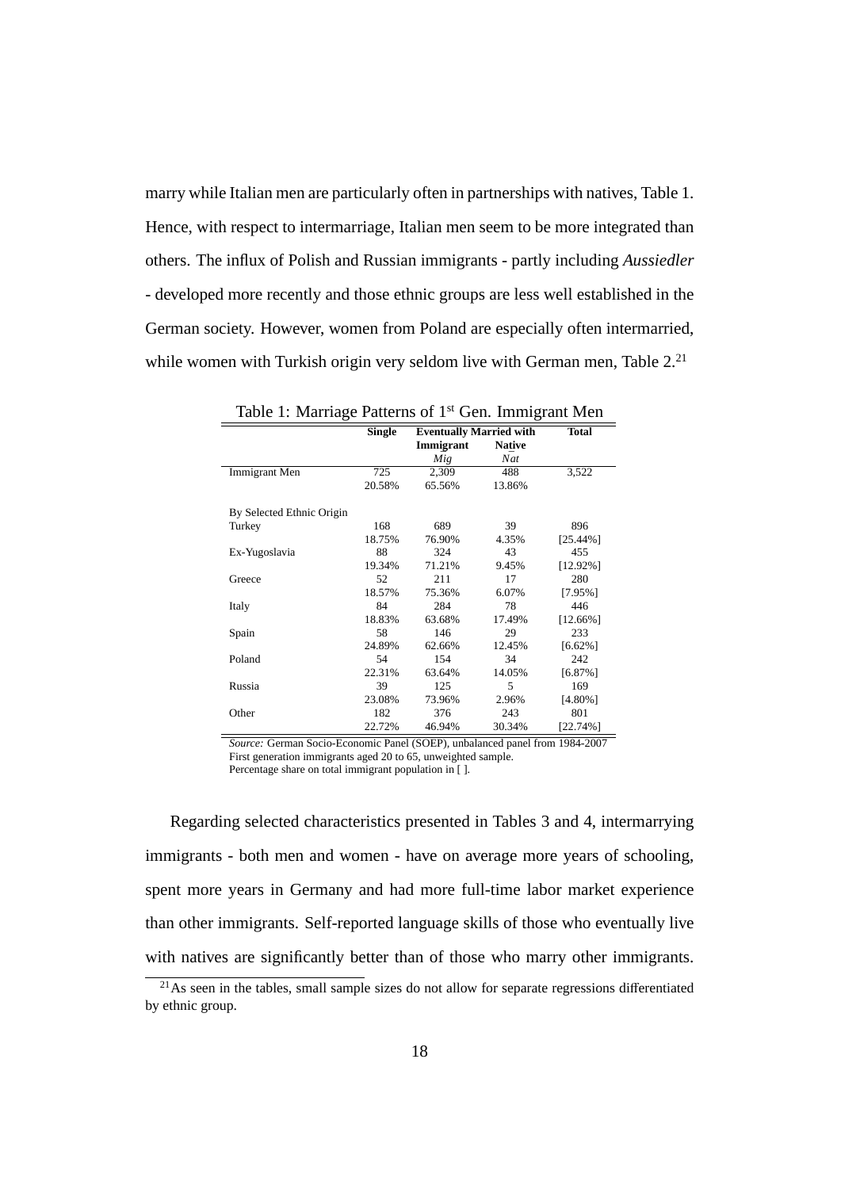marry while Italian men are particularly often in partnerships with natives, Table 1. Hence, with respect to intermarriage, Italian men seem to be more integrated than others. The influx of Polish and Russian immigrants - partly including *Aussiedler* - developed more recently and those ethnic groups are less well established in the German society. However, women from Poland are especially often intermarried, while women with Turkish origin very seldom live with German men, Table 2.[21]

Table 1: Marriage Patterns of 1st Gen. Immigrant Men

| | **Single** | **Eventually Married with** | | **Total** |
|---|---|---|---|---|
| | | **Immigrant** | **Native** | |
| | | *Mig* | *Nat* | |
| Immigrant Men | 725 | 2,309 | 488 | 3,522 |
| | 20.58% | 65.56% | 13.86% | |
| By Selected Ethnic Origin | | | | |
| Turkey | 168 | 689 | 39 | 896 |
| | 18.75% | 76.90% | 4.35% | [25.44%] |
| Ex-Yugoslavia | 88 | 324 | 43 | 455 |
| | 19.34% | 71.21% | 9.45% | [12.92%] |
| Greece | 52 | 211 | 17 | 280 |
| | 18.57% | 75.36% | 6.07% | [7.95%] |
| Italy | 84 | 284 | 78 | 446 |
| | 18.83% | 63.68% | 17.49% | [12.66%] |
| Spain | 58 | 146 | 29 | 233 |
| | 24.89% | 62.66% | 12.45% | [6.62%] |
| Poland | 54 | 154 | 34 | 242 |
| | 22.31% | 63.64% | 14.05% | [6.87%] |
| Russia | 39 | 125 | 5 | 169 |
| | 23.08% | 73.96% | 2.96% | [4.80%] |
| Other | 182 | 376 | 243 | 801 |
| | 22.72% | 46.94% | 30.34% | [22.74%] |

*Source:* German Socio-Economic Panel (SOEP), unbalanced panel from 1984-2007
First generation immigrants aged 20 to 65, unweighted sample.
Percentage share on total immigrant population in [ ].

Regarding selected characteristics presented in Tables 3 and 4, intermarrying immigrants - both men and women - have on average more years of schooling, spent more years in Germany and had more full-time labor market experience than other immigrants. Self-reported language skills of those who eventually live with natives are significantly better than of those who marry other immigrants.

[21] As seen in the tables, small sample sizes do not allow for separate regressions differentiated by ethnic group.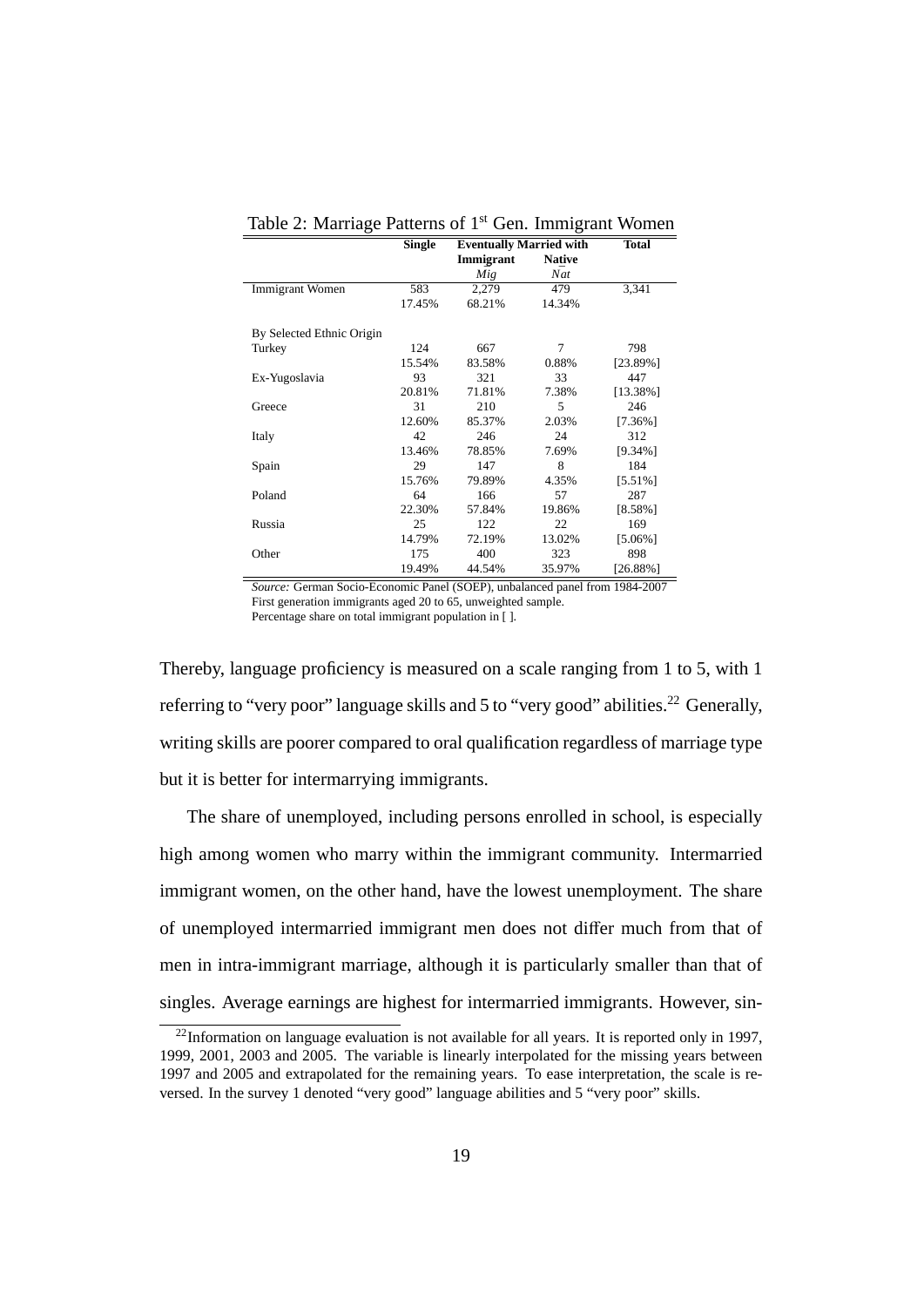Table 2: Marriage Patterns of 1st Gen. Immigrant Women

| | Single | Eventually Married with | | Total |
|---|---|---|---|---|
| | | Immigrant | Native | |
| | | *Mig* | *Nat* | |
| Immigrant Women | 583 | 2,279 | 479 | 3,341 |
| | 17.45% | 68.21% | 14.34% | |
| By Selected Ethnic Origin | | | | |
| Turkey | 124 | 667 | 7 | 798 |
| | 15.54% | 83.58% | 0.88% | [23.89%] |
| Ex-Yugoslavia | 93 | 321 | 33 | 447 |
| | 20.81% | 71.81% | 7.38% | [13.38%] |
| Greece | 31 | 210 | 5 | 246 |
| | 12.60% | 85.37% | 2.03% | [7.36%] |
| Italy | 42 | 246 | 24 | 312 |
| | 13.46% | 78.85% | 7.69% | [9.34%] |
| Spain | 29 | 147 | 8 | 184 |
| | 15.76% | 79.89% | 4.35% | [5.51%] |
| Poland | 64 | 166 | 57 | 287 |
| | 22.30% | 57.84% | 19.86% | [8.58%] |
| Russia | 25 | 122 | 22 | 169 |
| | 14.79% | 72.19% | 13.02% | [5.06%] |
| Other | 175 | 400 | 323 | 898 |
| | 19.49% | 44.54% | 35.97% | [26.88%] |

*Source:* German Socio-Economic Panel (SOEP), unbalanced panel from 1984-2007
First generation immigrants aged 20 to 65, unweighted sample.
Percentage share on total immigrant population in [ ].

Thereby, language proficiency is measured on a scale ranging from 1 to 5, with 1 referring to "very poor" language skills and 5 to "very good" abilities.[22] Generally, writing skills are poorer compared to oral qualification regardless of marriage type but it is better for intermarrying immigrants.

The share of unemployed, including persons enrolled in school, is especially high among women who marry within the immigrant community. Intermarried immigrant women, on the other hand, have the lowest unemployment. The share of unemployed intermarried immigrant men does not differ much from that of men in intra-immigrant marriage, although it is particularly smaller than that of singles. Average earnings are highest for intermarried immigrants. However, sin-

[22] Information on language evaluation is not available for all years. It is reported only in 1997, 1999, 2001, 2003 and 2005. The variable is linearly interpolated for the missing years between 1997 and 2005 and extrapolated for the remaining years. To ease interpretation, the scale is reversed. In the survey 1 denoted "very good" language abilities and 5 "very poor" skills.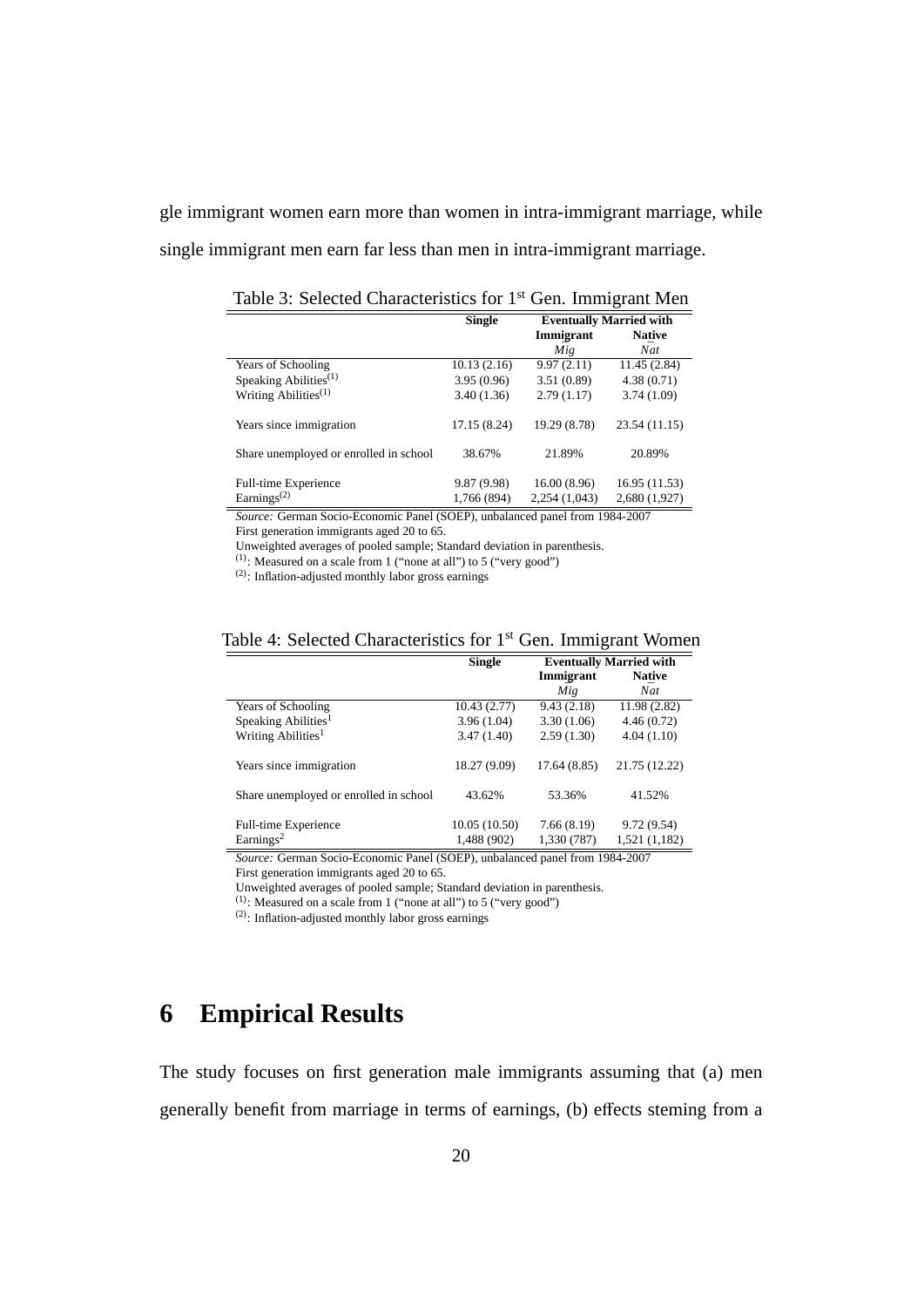gle immigrant women earn more than women in intra-immigrant marriage, while single immigrant men earn far less than men in intra-immigrant marriage.

Table 3: Selected Characteristics for 1[st] Gen. Immigrant Men

| | **Single** | **Eventually Married with** | |
|---|---|---|---|
| | | **Immigrant** *Mig* | **Native** *Nat* |
| Years of Schooling | 10.13 (2.16) | 9.97 (2.11) | 11.45 (2.84) |
| Speaking Abilities[(1)] | 3.95 (0.96) | 3.51 (0.89) | 4.38 (0.71) |
| Writing Abilities[(1)] | 3.40 (1.36) | 2.79 (1.17) | 3.74 (1.09) |
| Years since immigration | 17.15 (8.24) | 19.29 (8.78) | 23.54 (11.15) |
| Share unemployed or enrolled in school | 38.67% | 21.89% | 20.89% |
| Full-time Experience | 9.87 (9.98) | 16.00 (8.96) | 16.95 (11.53) |
| Earnings[(2)] | 1,766 (894) | 2,254 (1,043) | 2,680 (1,927) |

*Source:* German Socio-Economic Panel (SOEP), unbalanced panel from 1984-2007
First generation immigrants aged 20 to 65.
Unweighted averages of pooled sample; Standard deviation in parenthesis.
[(1)]: Measured on a scale from 1 ("none at all") to 5 ("very good")
[(2)]: Inflation-adjusted monthly labor gross earnings

Table 4: Selected Characteristics for 1[st] Gen. Immigrant Women

| | **Single** | **Eventually Married with** | |
|---|---|---|---|
| | | **Immigrant** *Mig* | **Native** *Nat* |
| Years of Schooling | 10.43 (2.77) | 9.43 (2.18) | 11.98 (2.82) |
| Speaking Abilities[1] | 3.96 (1.04) | 3.30 (1.06) | 4.46 (0.72) |
| Writing Abilities[1] | 3.47 (1.40) | 2.59 (1.30) | 4.04 (1.10) |
| Years since immigration | 18.27 (9.09) | 17.64 (8.85) | 21.75 (12.22) |
| Share unemployed or enrolled in school | 43.62% | 53.36% | 41.52% |
| Full-time Experience | 10.05 (10.50) | 7.66 (8.19) | 9.72 (9.54) |
| Earnings[2] | 1,488 (902) | 1,330 (787) | 1,521 (1,182) |

*Source:* German Socio-Economic Panel (SOEP), unbalanced panel from 1984-2007
First generation immigrants aged 20 to 65.
Unweighted averages of pooled sample; Standard deviation in parenthesis.
[(1)]: Measured on a scale from 1 ("none at all") to 5 ("very good")
[(2)]: Inflation-adjusted monthly labor gross earnings

# 6 Empirical Results

The study focuses on first generation male immigrants assuming that (a) men generally benefit from marriage in terms of earnings, (b) effects steming from a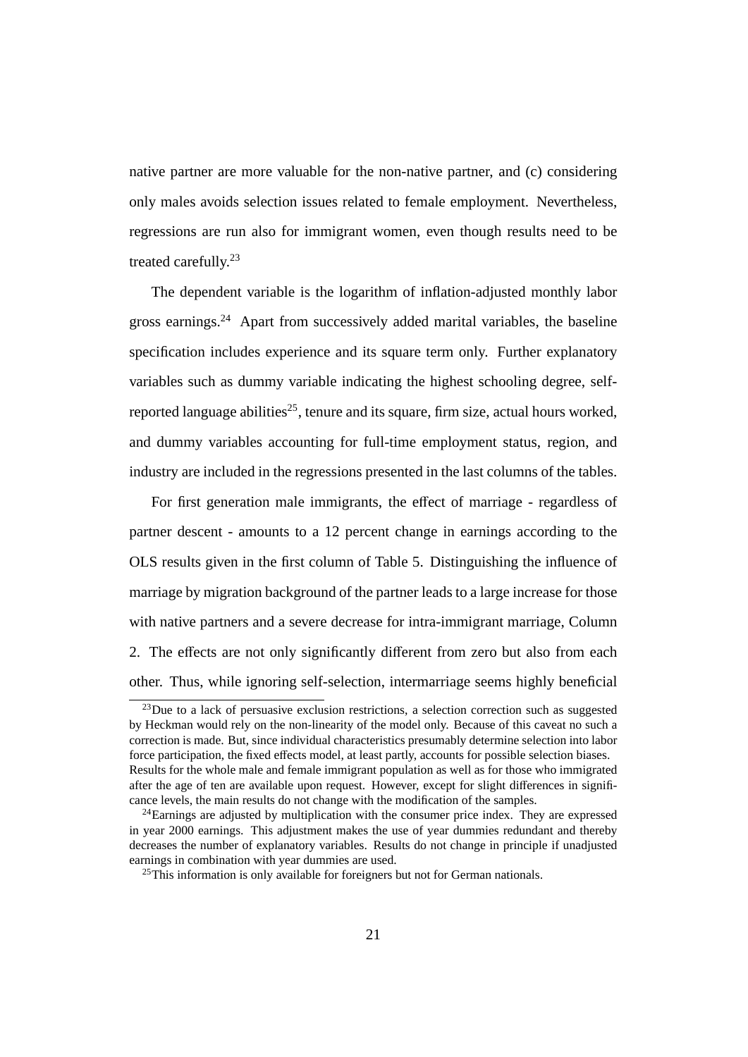native partner are more valuable for the non-native partner, and (c) considering only males avoids selection issues related to female employment. Nevertheless, regressions are run also for immigrant women, even though results need to be treated carefully.[23]

The dependent variable is the logarithm of inflation-adjusted monthly labor gross earnings.[24] Apart from successively added marital variables, the baseline specification includes experience and its square term only. Further explanatory variables such as dummy variable indicating the highest schooling degree, self-reported language abilities[25], tenure and its square, firm size, actual hours worked, and dummy variables accounting for full-time employment status, region, and industry are included in the regressions presented in the last columns of the tables.

For first generation male immigrants, the effect of marriage - regardless of partner descent - amounts to a 12 percent change in earnings according to the OLS results given in the first column of Table 5. Distinguishing the influence of marriage by migration background of the partner leads to a large increase for those with native partners and a severe decrease for intra-immigrant marriage, Column 2. The effects are not only significantly different from zero but also from each other. Thus, while ignoring self-selection, intermarriage seems highly beneficial

---

[23] Due to a lack of persuasive exclusion restrictions, a selection correction such as suggested by Heckman would rely on the non-linearity of the model only. Because of this caveat no such a correction is made. But, since individual characteristics presumably determine selection into labor force participation, the fixed effects model, at least partly, accounts for possible selection biases. Results for the whole male and female immigrant population as well as for those who immigrated after the age of ten are available upon request. However, except for slight differences in significance levels, the main results do not change with the modification of the samples.

[24] Earnings are adjusted by multiplication with the consumer price index. They are expressed in year 2000 earnings. This adjustment makes the use of year dummies redundant and thereby decreases the number of explanatory variables. Results do not change in principle if unadjusted earnings in combination with year dummies are used.

[25] This information is only available for foreigners but not for German nationals.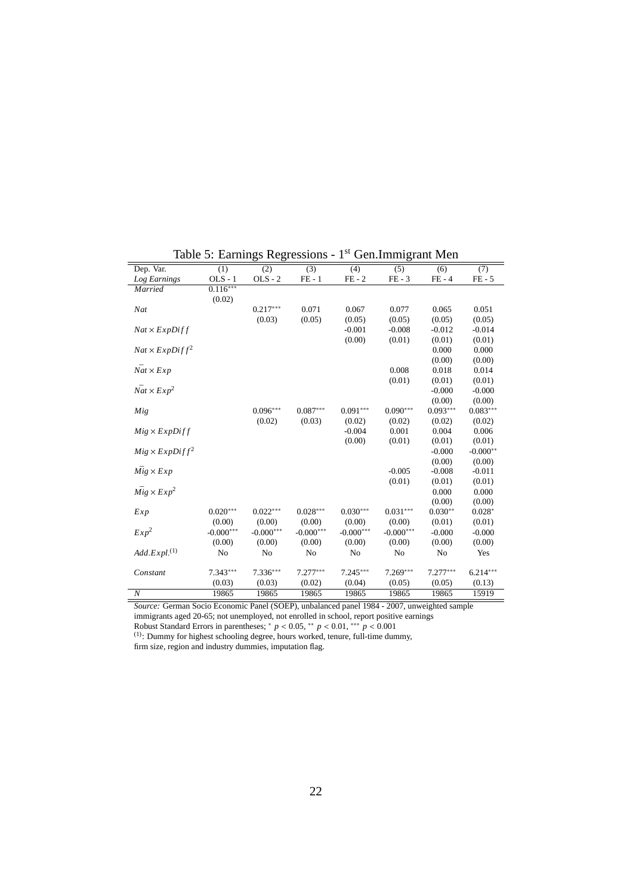Table 5: Earnings Regressions - 1st Gen.Immigrant Men

| Dep. Var. | (1) | (2) | (3) | (4) | (5) | (6) | (7) |
|---|---|---|---|---|---|---|---|
| *Log Earnings* | OLS - 1 | OLS - 2 | FE - 1 | FE - 2 | FE - 3 | FE - 4 | FE - 5 |
| *Married* | $0.116^{***}$ | | | | | | |
| | (0.02) | | | | | | |
| *Nat* | | $0.217^{***}$ | 0.071 | 0.067 | 0.077 | 0.065 | 0.051 |
| | | (0.03) | (0.05) | (0.05) | (0.05) | (0.05) | (0.05) |
| $Nat \times ExpDiff$ | | | | -0.001 | -0.008 | -0.012 | -0.014 |
| | | | | (0.00) | (0.01) | (0.01) | (0.01) |
| $Nat \times ExpDiff^2$ | | | | | | 0.000 | 0.000 |
| | | | | | | (0.00) | (0.00) |
| $\bar{Nat} \times Exp$ | | | | | 0.008 | 0.018 | 0.014 |
| | | | | | (0.01) | (0.01) | (0.01) |
| $\bar{Nat} \times Exp^2$ | | | | | | -0.000 | -0.000 |
| | | | | | | (0.00) | (0.00) |
| *Mig* | | $0.096^{***}$ | $0.087^{***}$ | $0.091^{***}$ | $0.090^{***}$ | $0.093^{***}$ | $0.083^{***}$ |
| | | (0.02) | (0.03) | (0.02) | (0.02) | (0.02) | (0.02) |
| $Mig \times ExpDiff$ | | | | -0.004 | 0.001 | 0.004 | 0.006 |
| | | | | (0.00) | (0.01) | (0.01) | (0.01) |
| $Mig \times ExpDiff^2$ | | | | | | -0.000 | $-0.000^{**}$ |
| | | | | | | (0.00) | (0.00) |
| $\bar{Mig} \times Exp$ | | | | | -0.005 | -0.008 | -0.011 |
| | | | | | (0.01) | (0.01) | (0.01) |
| $\bar{Mig} \times Exp^2$ | | | | | | 0.000 | 0.000 |
| | | | | | | (0.00) | (0.00) |
| *Exp* | $0.020^{***}$ | $0.022^{***}$ | $0.028^{***}$ | $0.030^{***}$ | $0.031^{***}$ | $0.030^{**}$ | $0.028^{*}$ |
| | (0.00) | (0.00) | (0.00) | (0.00) | (0.00) | (0.01) | (0.01) |
| $Exp^2$ | $-0.000^{***}$ | $-0.000^{***}$ | $-0.000^{***}$ | $-0.000^{***}$ | $-0.000^{***}$ | -0.000 | -0.000 |
| | (0.00) | (0.00) | (0.00) | (0.00) | (0.00) | (0.00) | (0.00) |
| $Add.Expl.^{(1)}$ | No | No | No | No | No | No | Yes |
| *Constant* | $7.343^{***}$ | $7.336^{***}$ | $7.277^{***}$ | $7.245^{***}$ | $7.269^{***}$ | $7.277^{***}$ | $6.214^{***}$ |
| | (0.03) | (0.03) | (0.02) | (0.04) | (0.05) | (0.05) | (0.13) |
| *N* | 19865 | 19865 | 19865 | 19865 | 19865 | 19865 | 15919 |

*Source:* German Socio Economic Panel (SOEP), unbalanced panel 1984 - 2007, unweighted sample immigrants aged 20-65; not unemployed, not enrolled in school, report positive earnings

Robust Standard Errors in parentheses; $^{*}$ $p < 0.05$, $^{**}$ $p < 0.01$, $^{***}$ $p < 0.001$

$^{(1)}$: Dummy for highest schooling degree, hours worked, tenure, full-time dummy, firm size, region and industry dummies, imputation flag.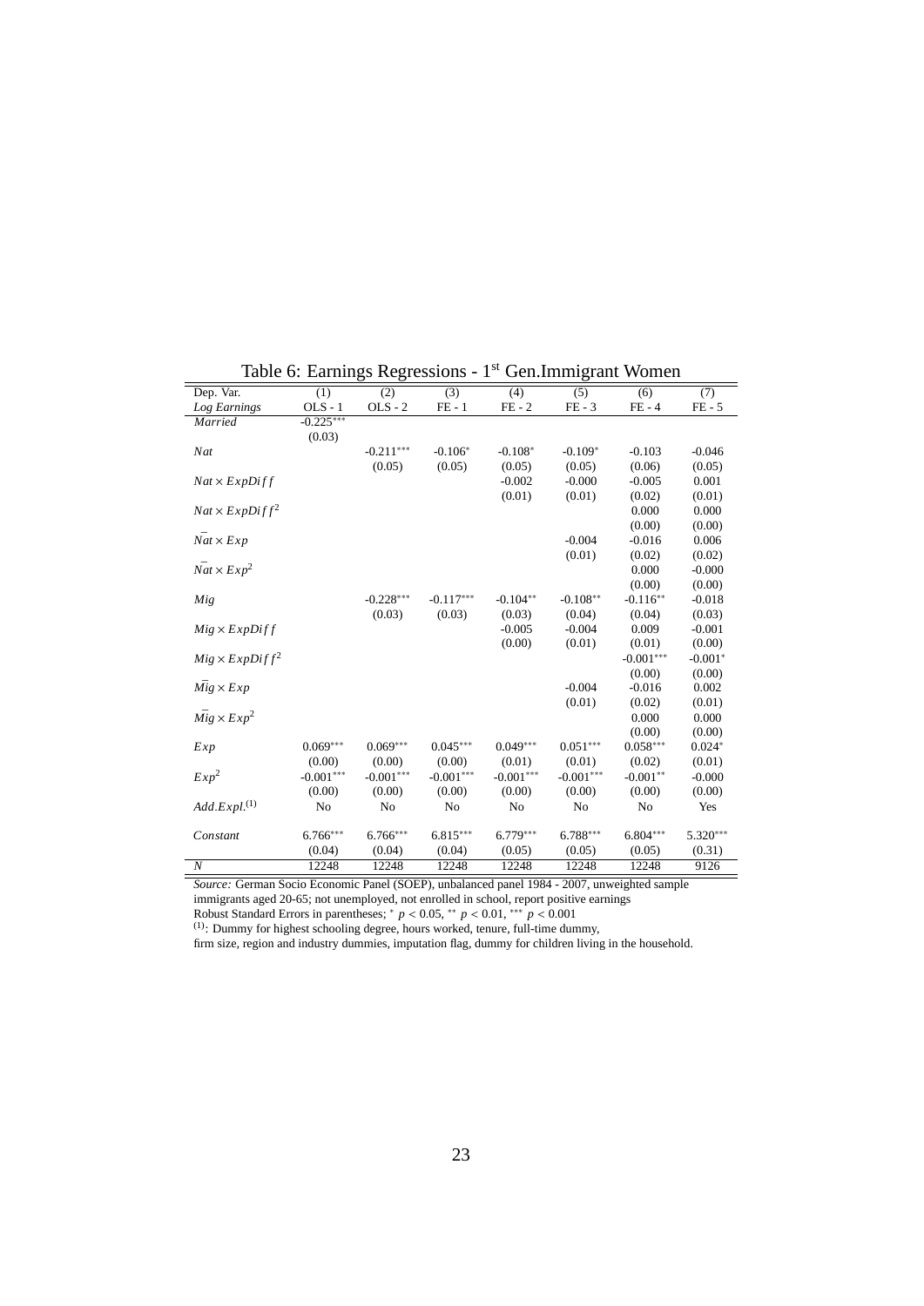Table 6: Earnings Regressions - 1st Gen.Immigrant Women

| Dep. Var. | (1) | (2) | (3) | (4) | (5) | (6) | (7) |
|---|---|---|---|---|---|---|---|
| *Log Earnings* | OLS - 1 | OLS - 2 | FE - 1 | FE - 2 | FE - 3 | FE - 4 | FE - 5 |
| *Married* | -0.225*** | | | | | | |
| | (0.03) | | | | | | |
| *Nat* | | -0.211*** | -0.106* | -0.108* | -0.109* | -0.103 | -0.046 |
| | | (0.05) | (0.05) | (0.05) | (0.05) | (0.06) | (0.05) |
| $Nat \times ExpDiff$ | | | | -0.002 | -0.000 | -0.005 | 0.001 |
| | | | | (0.01) | (0.01) | (0.02) | (0.01) |
| $Nat \times ExpDiff^2$ | | | | | | 0.000 | 0.000 |
| | | | | | | (0.00) | (0.00) |
| $\bar{Nat} \times Exp$ | | | | | -0.004 | -0.016 | 0.006 |
| | | | | | (0.01) | (0.02) | (0.02) |
| $\bar{Nat} \times Exp^2$ | | | | | | 0.000 | -0.000 |
| | | | | | | (0.00) | (0.00) |
| *Mig* | | -0.228*** | -0.117*** | -0.104** | -0.108** | -0.116** | -0.018 |
| | | (0.03) | (0.03) | (0.03) | (0.04) | (0.04) | (0.03) |
| $Mig \times ExpDiff$ | | | | -0.005 | -0.004 | 0.009 | -0.001 |
| | | | | (0.00) | (0.01) | (0.01) | (0.00) |
| $Mig \times ExpDiff^2$ | | | | | | -0.001*** | -0.001* |
| | | | | | | (0.00) | (0.00) |
| $\bar{Mig} \times Exp$ | | | | | -0.004 | -0.016 | 0.002 |
| | | | | | (0.01) | (0.02) | (0.01) |
| $\bar{Mig} \times Exp^2$ | | | | | | 0.000 | 0.000 |
| | | | | | | (0.00) | (0.00) |
| *Exp* | 0.069*** | 0.069*** | 0.045*** | 0.049*** | 0.051*** | 0.058*** | 0.024* |
| | (0.00) | (0.00) | (0.00) | (0.01) | (0.01) | (0.02) | (0.01) |
| $Exp^2$ | -0.001*** | -0.001*** | -0.001*** | -0.001*** | -0.001*** | -0.001** | -0.000 |
| | (0.00) | (0.00) | (0.00) | (0.00) | (0.00) | (0.00) | (0.00) |
| $Add.Expl.^{(1)}$ | No | No | No | No | No | No | Yes |
| *Constant* | 6.766*** | 6.766*** | 6.815*** | 6.779*** | 6.788*** | 6.804*** | 5.320*** |
| | (0.04) | (0.04) | (0.04) | (0.05) | (0.05) | (0.05) | (0.31) |
| *N* | 12248 | 12248 | 12248 | 12248 | 12248 | 12248 | 9126 |

*Source:* German Socio Economic Panel (SOEP), unbalanced panel 1984 - 2007, unweighted sample immigrants aged 20-65; not unemployed, not enrolled in school, report positive earnings
Robust Standard Errors in parentheses; * $p < 0.05$, ** $p < 0.01$, *** $p < 0.001$
(1): Dummy for highest schooling degree, hours worked, tenure, full-time dummy, firm size, region and industry dummies, imputation flag, dummy for children living in the household.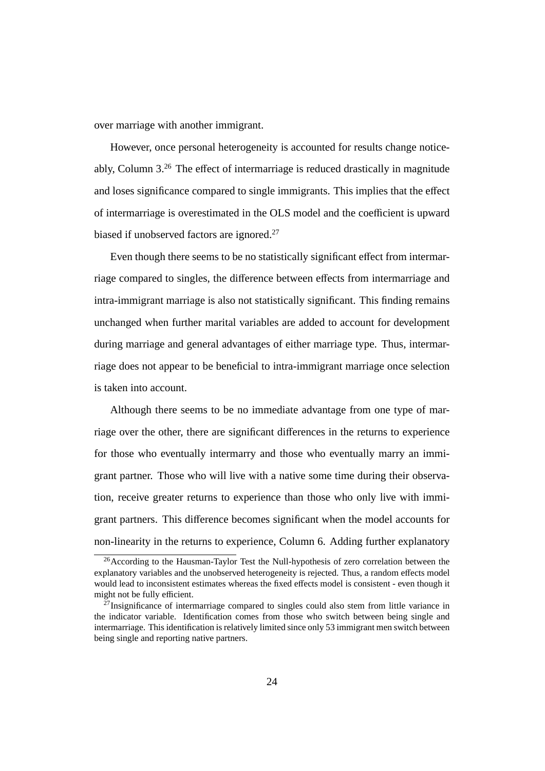over marriage with another immigrant.

However, once personal heterogeneity is accounted for results change noticeably, Column 3.[26] The effect of intermarriage is reduced drastically in magnitude and loses significance compared to single immigrants. This implies that the effect of intermarriage is overestimated in the OLS model and the coefficient is upward biased if unobserved factors are ignored.[27]

Even though there seems to be no statistically significant effect from intermarriage compared to singles, the difference between effects from intermarriage and intra-immigrant marriage is also not statistically significant. This finding remains unchanged when further marital variables are added to account for development during marriage and general advantages of either marriage type. Thus, intermarriage does not appear to be beneficial to intra-immigrant marriage once selection is taken into account.

Although there seems to be no immediate advantage from one type of marriage over the other, there are significant differences in the returns to experience for those who eventually intermarry and those who eventually marry an immigrant partner. Those who will live with a native some time during their observation, receive greater returns to experience than those who only live with immigrant partners. This difference becomes significant when the model accounts for non-linearity in the returns to experience, Column 6. Adding further explanatory

[26] According to the Hausman-Taylor Test the Null-hypothesis of zero correlation between the explanatory variables and the unobserved heterogeneity is rejected. Thus, a random effects model would lead to inconsistent estimates whereas the fixed effects model is consistent - even though it might not be fully efficient.

[27] Insignificance of intermarriage compared to singles could also stem from little variance in the indicator variable. Identification comes from those who switch between being single and intermarriage. This identification is relatively limited since only 53 immigrant men switch between being single and reporting native partners.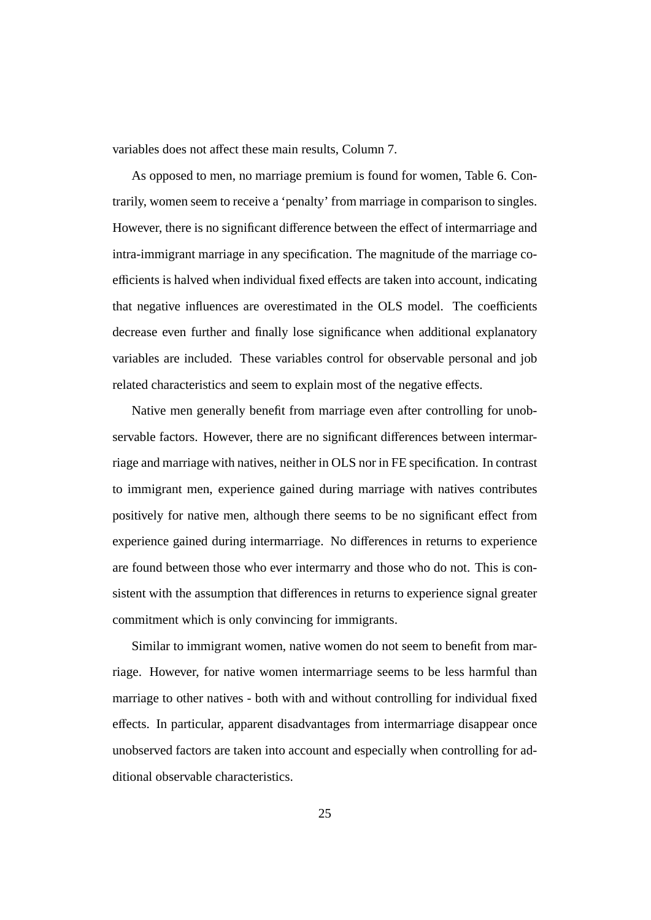variables does not affect these main results, Column 7.

As opposed to men, no marriage premium is found for women, Table 6. Contrarily, women seem to receive a 'penalty' from marriage in comparison to singles. However, there is no significant difference between the effect of intermarriage and intra-immigrant marriage in any specification. The magnitude of the marriage coefficients is halved when individual fixed effects are taken into account, indicating that negative influences are overestimated in the OLS model. The coefficients decrease even further and finally lose significance when additional explanatory variables are included. These variables control for observable personal and job related characteristics and seem to explain most of the negative effects.

Native men generally benefit from marriage even after controlling for unobservable factors. However, there are no significant differences between intermarriage and marriage with natives, neither in OLS nor in FE specification. In contrast to immigrant men, experience gained during marriage with natives contributes positively for native men, although there seems to be no significant effect from experience gained during intermarriage. No differences in returns to experience are found between those who ever intermarry and those who do not. This is consistent with the assumption that differences in returns to experience signal greater commitment which is only convincing for immigrants.

Similar to immigrant women, native women do not seem to benefit from marriage. However, for native women intermarriage seems to be less harmful than marriage to other natives - both with and without controlling for individual fixed effects. In particular, apparent disadvantages from intermarriage disappear once unobserved factors are taken into account and especially when controlling for additional observable characteristics.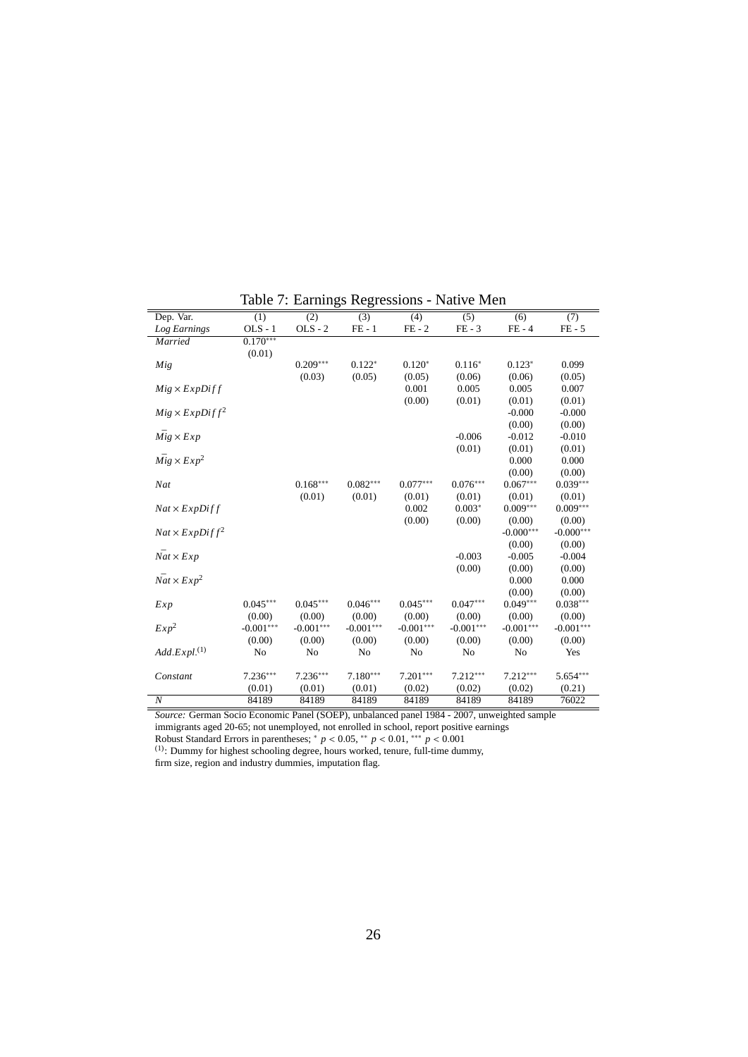Table 7: Earnings Regressions - Native Men

| Dep. Var. | (1) | (2) | (3) | (4) | (5) | (6) | (7) |
|---|---|---|---|---|---|---|---|
| *Log Earnings* | OLS - 1 | OLS - 2 | FE - 1 | FE - 2 | FE - 3 | FE - 4 | FE - 5 |
| *Married* | $0.170^{***}$ | | | | | | |
| | (0.01) | | | | | | |
| *Mig* | | $0.209^{***}$ | $0.122^{*}$ | $0.120^{*}$ | $0.116^{*}$ | $0.123^{*}$ | 0.099 |
| | | (0.03) | (0.05) | (0.05) | (0.06) | (0.06) | (0.05) |
| $Mig \times ExpDiff$ | | | | 0.001 | 0.005 | 0.005 | 0.007 |
| | | | | (0.00) | (0.01) | (0.01) | (0.01) |
| $Mig \times ExpDiff^2$ | | | | | | -0.000 | -0.000 |
| | | | | | | (0.00) | (0.00) |
| $\overline{Mig} \times Exp$ | | | | | -0.006 | -0.012 | -0.010 |
| | | | | | (0.01) | (0.01) | (0.01) |
| $\overline{Mig} \times Exp^2$ | | | | | | 0.000 | 0.000 |
| | | | | | | (0.00) | (0.00) |
| *Nat* | | $0.168^{***}$ | $0.082^{***}$ | $0.077^{***}$ | $0.076^{***}$ | $0.067^{***}$ | $0.039^{***}$ |
| | | (0.01) | (0.01) | (0.01) | (0.01) | (0.01) | (0.01) |
| $Nat \times ExpDiff$ | | | | 0.002 | $0.003^{*}$ | $0.009^{***}$ | $0.009^{***}$ |
| | | | | (0.00) | (0.00) | (0.00) | (0.00) |
| $Nat \times ExpDiff^2$ | | | | | | $-0.000^{***}$ | $-0.000^{***}$ |
| | | | | | | (0.00) | (0.00) |
| $\overline{Nat} \times Exp$ | | | | | -0.003 | -0.005 | -0.004 |
| | | | | | (0.00) | (0.00) | (0.00) |
| $\overline{Nat} \times Exp^2$ | | | | | | 0.000 | 0.000 |
| | | | | | | (0.00) | (0.00) |
| *Exp* | $0.045^{***}$ | $0.045^{***}$ | $0.046^{***}$ | $0.045^{***}$ | $0.047^{***}$ | $0.049^{***}$ | $0.038^{***}$ |
| | (0.00) | (0.00) | (0.00) | (0.00) | (0.00) | (0.00) | (0.00) |
| $Exp^2$ | $-0.001^{***}$ | $-0.001^{***}$ | $-0.001^{***}$ | $-0.001^{***}$ | $-0.001^{***}$ | $-0.001^{***}$ | $-0.001^{***}$ |
| | (0.00) | (0.00) | (0.00) | (0.00) | (0.00) | (0.00) | (0.00) |
| *Add.Expl.*(1) | No | No | No | No | No | No | Yes |
| *Constant* | $7.236^{***}$ | $7.236^{***}$ | $7.180^{***}$ | $7.201^{***}$ | $7.212^{***}$ | $7.212^{***}$ | $5.654^{***}$ |
| | (0.01) | (0.01) | (0.01) | (0.02) | (0.02) | (0.02) | (0.21) |
| $N$ | 84189 | 84189 | 84189 | 84189 | 84189 | 84189 | 76022 |

*Source:* German Socio Economic Panel (SOEP), unbalanced panel 1984 - 2007, unweighted sample immigrants aged 20-65; not unemployed, not enrolled in school, report positive earnings
Robust Standard Errors in parentheses; $^{*}$ $p < 0.05$, $^{**}$ $p < 0.01$, $^{***}$ $p < 0.001$
(1): Dummy for highest schooling degree, hours worked, tenure, full-time dummy, firm size, region and industry dummies, imputation flag.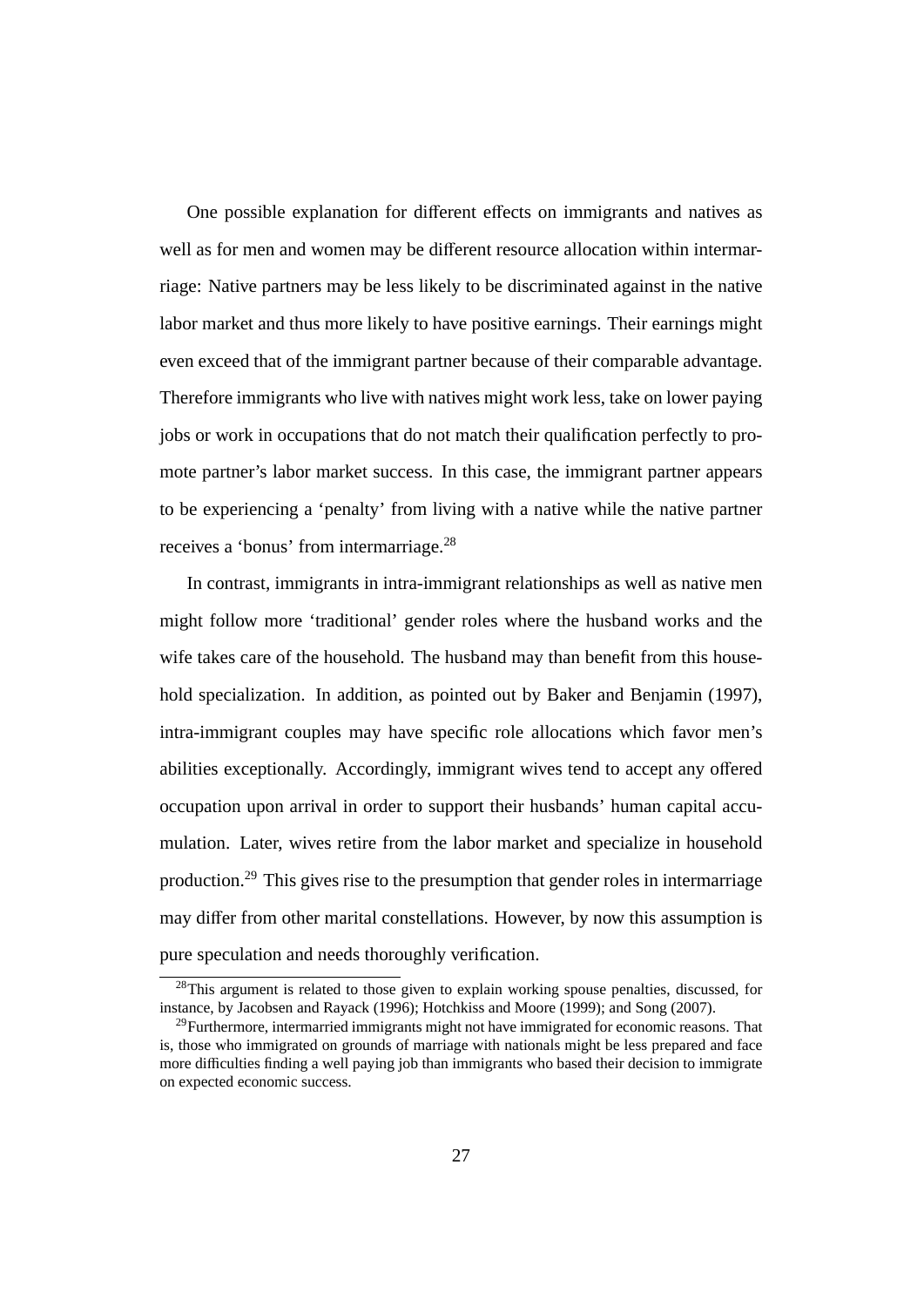One possible explanation for different effects on immigrants and natives as well as for men and women may be different resource allocation within intermarriage: Native partners may be less likely to be discriminated against in the native labor market and thus more likely to have positive earnings. Their earnings might even exceed that of the immigrant partner because of their comparable advantage. Therefore immigrants who live with natives might work less, take on lower paying jobs or work in occupations that do not match their qualification perfectly to promote partner's labor market success. In this case, the immigrant partner appears to be experiencing a 'penalty' from living with a native while the native partner receives a 'bonus' from intermarriage.[28]

In contrast, immigrants in intra-immigrant relationships as well as native men might follow more 'traditional' gender roles where the husband works and the wife takes care of the household. The husband may than benefit from this household specialization. In addition, as pointed out by Baker and Benjamin (1997), intra-immigrant couples may have specific role allocations which favor men's abilities exceptionally. Accordingly, immigrant wives tend to accept any offered occupation upon arrival in order to support their husbands' human capital accumulation. Later, wives retire from the labor market and specialize in household production.[29] This gives rise to the presumption that gender roles in intermarriage may differ from other marital constellations. However, by now this assumption is pure speculation and needs thoroughly verification.

[28] This argument is related to those given to explain working spouse penalties, discussed, for instance, by Jacobsen and Rayack (1996); Hotchkiss and Moore (1999); and Song (2007).

[29] Furthermore, intermarried immigrants might not have immigrated for economic reasons. That is, those who immigrated on grounds of marriage with nationals might be less prepared and face more difficulties finding a well paying job than immigrants who based their decision to immigrate on expected economic success.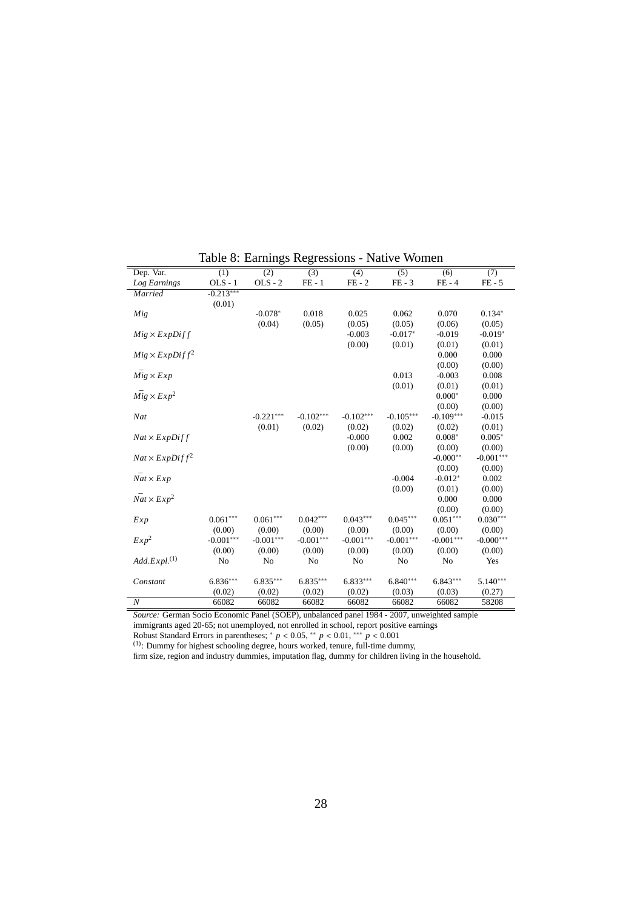Table 8: Earnings Regressions - Native Women

| Dep. Var. | (1) | (2) | (3) | (4) | (5) | (6) | (7) |
|---|---|---|---|---|---|---|---|
| *Log Earnings* | OLS - 1 | OLS - 2 | FE - 1 | FE - 2 | FE - 3 | FE - 4 | FE - 5 |
| *Married* | -0.213*** | | | | | | |
| | (0.01) | | | | | | |
| *Mig* | | -0.078* | 0.018 | 0.025 | 0.062 | 0.070 | 0.134* |
| | | (0.04) | (0.05) | (0.05) | (0.05) | (0.06) | (0.05) |
| $Mig \times ExpDiff$ | | | | -0.003 | -0.017* | -0.019 | -0.019* |
| | | | | (0.00) | (0.01) | (0.01) | (0.01) |
| $Mig \times ExpDiff^2$ | | | | | | 0.000 | 0.000 |
| | | | | | | (0.00) | (0.00) |
| $\bar{Mig} \times Exp$ | | | | | 0.013 | -0.003 | 0.008 |
| | | | | | (0.01) | (0.01) | (0.01) |
| $\bar{Mig} \times Exp^2$ | | | | | | 0.000* | 0.000 |
| | | | | | | (0.00) | (0.00) |
| *Nat* | | -0.221*** | -0.102*** | -0.102*** | -0.105*** | -0.109*** | -0.015 |
| | | (0.01) | (0.02) | (0.02) | (0.02) | (0.02) | (0.01) |
| $Nat \times ExpDiff$ | | | | -0.000 | 0.002 | 0.008* | 0.005* |
| | | | | (0.00) | (0.00) | (0.00) | (0.00) |
| $Nat \times ExpDiff^2$ | | | | | | -0.000** | -0.001*** |
| | | | | | | (0.00) | (0.00) |
| $\bar{Nat} \times Exp$ | | | | | -0.004 | -0.012* | 0.002 |
| | | | | | (0.00) | (0.01) | (0.00) |
| $\bar{Nat} \times Exp^2$ | | | | | | 0.000 | 0.000 |
| | | | | | | (0.00) | (0.00) |
| *Exp* | 0.061*** | 0.061*** | 0.042*** | 0.043*** | 0.045*** | 0.051*** | 0.030*** |
| | (0.00) | (0.00) | (0.00) | (0.00) | (0.00) | (0.00) | (0.00) |
| $Exp^2$ | -0.001*** | -0.001*** | -0.001*** | -0.001*** | -0.001*** | -0.001*** | -0.000*** |
| | (0.00) | (0.00) | (0.00) | (0.00) | (0.00) | (0.00) | (0.00) |
| *Add.Expl.*(1) | No | No | No | No | No | No | Yes |
| *Constant* | 6.836*** | 6.835*** | 6.835*** | 6.833*** | 6.840*** | 6.843*** | 5.140*** |
| | (0.02) | (0.02) | (0.02) | (0.02) | (0.03) | (0.03) | (0.27) |
| *N* | 66082 | 66082 | 66082 | 66082 | 66082 | 66082 | 58208 |

*Source:* German Socio Economic Panel (SOEP), unbalanced panel 1984 - 2007, unweighted sample immigrants aged 20-65; not unemployed, not enrolled in school, report positive earnings

Robust Standard Errors in parentheses; * $p < 0.05$, ** $p < 0.01$, *** $p < 0.001$

(1): Dummy for highest schooling degree, hours worked, tenure, full-time dummy, firm size, region and industry dummies, imputation flag, dummy for children living in the household.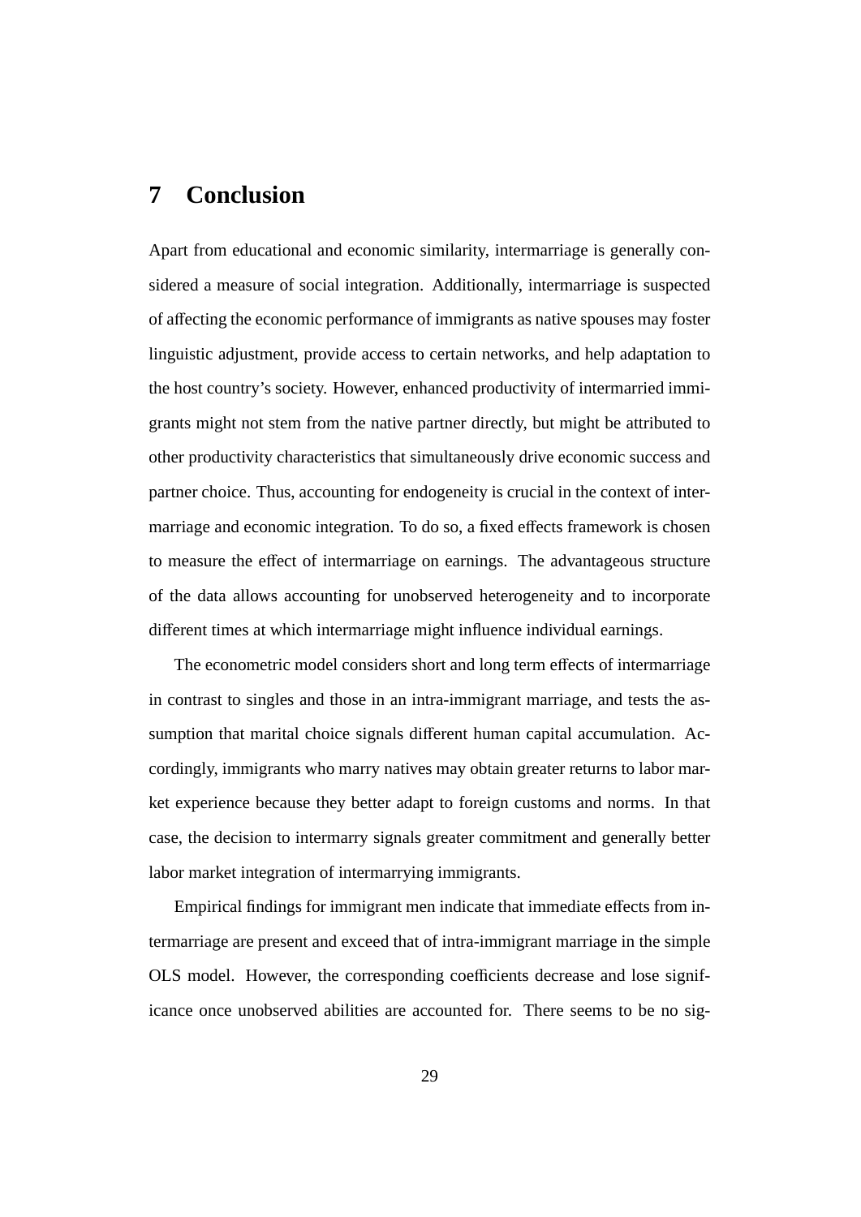# 7 Conclusion

Apart from educational and economic similarity, intermarriage is generally considered a measure of social integration. Additionally, intermarriage is suspected of affecting the economic performance of immigrants as native spouses may foster linguistic adjustment, provide access to certain networks, and help adaptation to the host country's society. However, enhanced productivity of intermarried immigrants might not stem from the native partner directly, but might be attributed to other productivity characteristics that simultaneously drive economic success and partner choice. Thus, accounting for endogeneity is crucial in the context of intermarriage and economic integration. To do so, a fixed effects framework is chosen to measure the effect of intermarriage on earnings. The advantageous structure of the data allows accounting for unobserved heterogeneity and to incorporate different times at which intermarriage might influence individual earnings.

The econometric model considers short and long term effects of intermarriage in contrast to singles and those in an intra-immigrant marriage, and tests the assumption that marital choice signals different human capital accumulation. Accordingly, immigrants who marry natives may obtain greater returns to labor market experience because they better adapt to foreign customs and norms. In that case, the decision to intermarry signals greater commitment and generally better labor market integration of intermarrying immigrants.

Empirical findings for immigrant men indicate that immediate effects from intermarriage are present and exceed that of intra-immigrant marriage in the simple OLS model. However, the corresponding coefficients decrease and lose significance once unobserved abilities are accounted for. There seems to be no sig-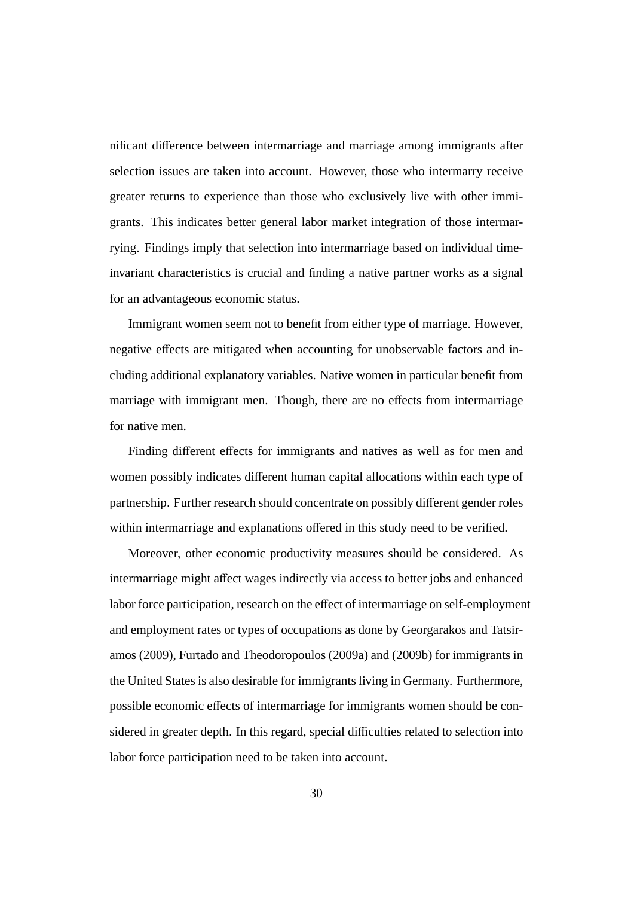nificant difference between intermarriage and marriage among immigrants after selection issues are taken into account. However, those who intermarry receive greater returns to experience than those who exclusively live with other immigrants. This indicates better general labor market integration of those intermarrying. Findings imply that selection into intermarriage based on individual time-invariant characteristics is crucial and finding a native partner works as a signal for an advantageous economic status.

Immigrant women seem not to benefit from either type of marriage. However, negative effects are mitigated when accounting for unobservable factors and including additional explanatory variables. Native women in particular benefit from marriage with immigrant men. Though, there are no effects from intermarriage for native men.

Finding different effects for immigrants and natives as well as for men and women possibly indicates different human capital allocations within each type of partnership. Further research should concentrate on possibly different gender roles within intermarriage and explanations offered in this study need to be verified.

Moreover, other economic productivity measures should be considered. As intermarriage might affect wages indirectly via access to better jobs and enhanced labor force participation, research on the effect of intermarriage on self-employment and employment rates or types of occupations as done by Georgarakos and Tatsiramos (2009), Furtado and Theodoropoulos (2009a) and (2009b) for immigrants in the United States is also desirable for immigrants living in Germany. Furthermore, possible economic effects of intermarriage for immigrants women should be considered in greater depth. In this regard, special difficulties related to selection into labor force participation need to be taken into account.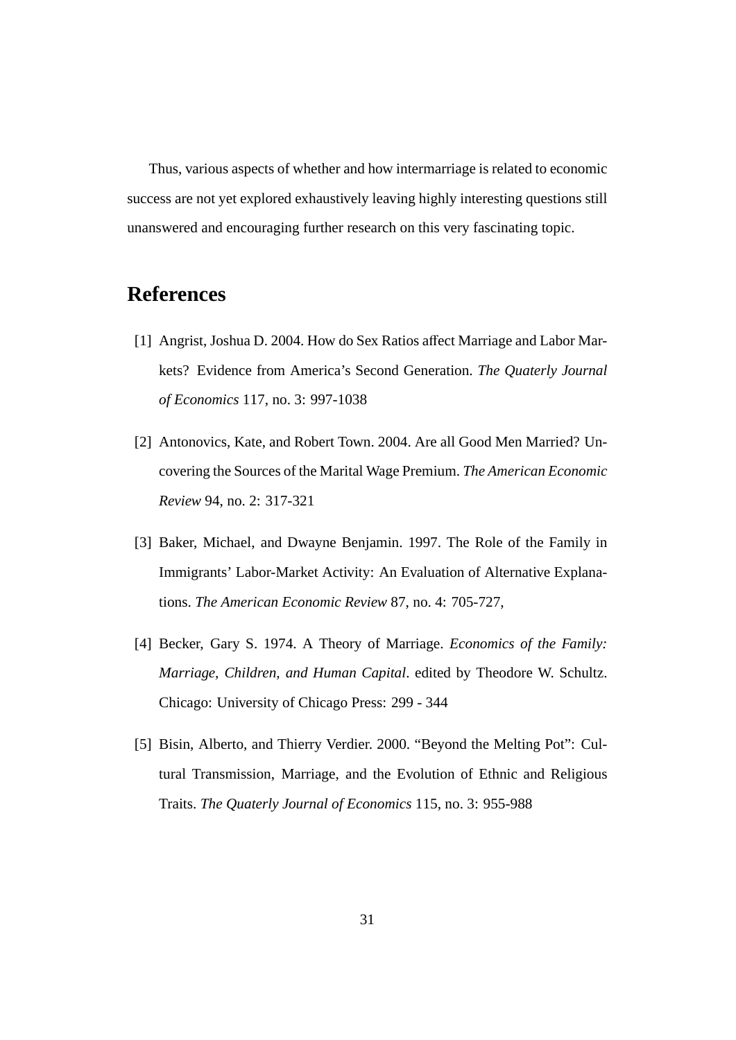Thus, various aspects of whether and how intermarriage is related to economic success are not yet explored exhaustively leaving highly interesting questions still unanswered and encouraging further research on this very fascinating topic.

## References

[1] Angrist, Joshua D. 2004. How do Sex Ratios affect Marriage and Labor Markets? Evidence from America's Second Generation. *The Quaterly Journal of Economics* 117, no. 3: 997-1038

[2] Antonovics, Kate, and Robert Town. 2004. Are all Good Men Married? Uncovering the Sources of the Marital Wage Premium. *The American Economic Review* 94, no. 2: 317-321

[3] Baker, Michael, and Dwayne Benjamin. 1997. The Role of the Family in Immigrants' Labor-Market Activity: An Evaluation of Alternative Explanations. *The American Economic Review* 87, no. 4: 705-727,

[4] Becker, Gary S. 1974. A Theory of Marriage. *Economics of the Family: Marriage, Children, and Human Capital*. edited by Theodore W. Schultz. Chicago: University of Chicago Press: 299 - 344

[5] Bisin, Alberto, and Thierry Verdier. 2000. "Beyond the Melting Pot": Cultural Transmission, Marriage, and the Evolution of Ethnic and Religious Traits. *The Quaterly Journal of Economics* 115, no. 3: 955-988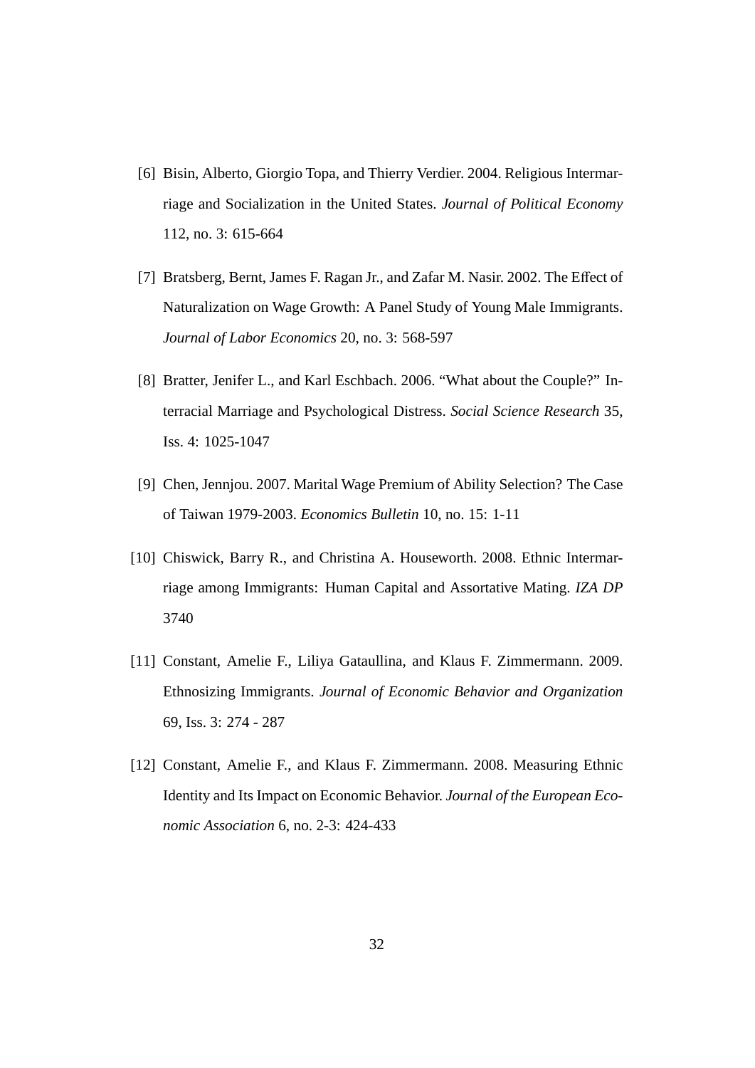[6] Bisin, Alberto, Giorgio Topa, and Thierry Verdier. 2004. Religious Intermarriage and Socialization in the United States. *Journal of Political Economy* 112, no. 3: 615-664

[7] Bratsberg, Bernt, James F. Ragan Jr., and Zafar M. Nasir. 2002. The Effect of Naturalization on Wage Growth: A Panel Study of Young Male Immigrants. *Journal of Labor Economics* 20, no. 3: 568-597

[8] Bratter, Jenifer L., and Karl Eschbach. 2006. "What about the Couple?" Interracial Marriage and Psychological Distress. *Social Science Research* 35, Iss. 4: 1025-1047

[9] Chen, Jennjou. 2007. Marital Wage Premium of Ability Selection? The Case of Taiwan 1979-2003. *Economics Bulletin* 10, no. 15: 1-11

[10] Chiswick, Barry R., and Christina A. Houseworth. 2008. Ethnic Intermarriage among Immigrants: Human Capital and Assortative Mating. *IZA DP* 3740

[11] Constant, Amelie F., Liliya Gataullina, and Klaus F. Zimmermann. 2009. Ethnosizing Immigrants. *Journal of Economic Behavior and Organization* 69, Iss. 3: 274 - 287

[12] Constant, Amelie F., and Klaus F. Zimmermann. 2008. Measuring Ethnic Identity and Its Impact on Economic Behavior. *Journal of the European Economic Association* 6, no. 2-3: 424-433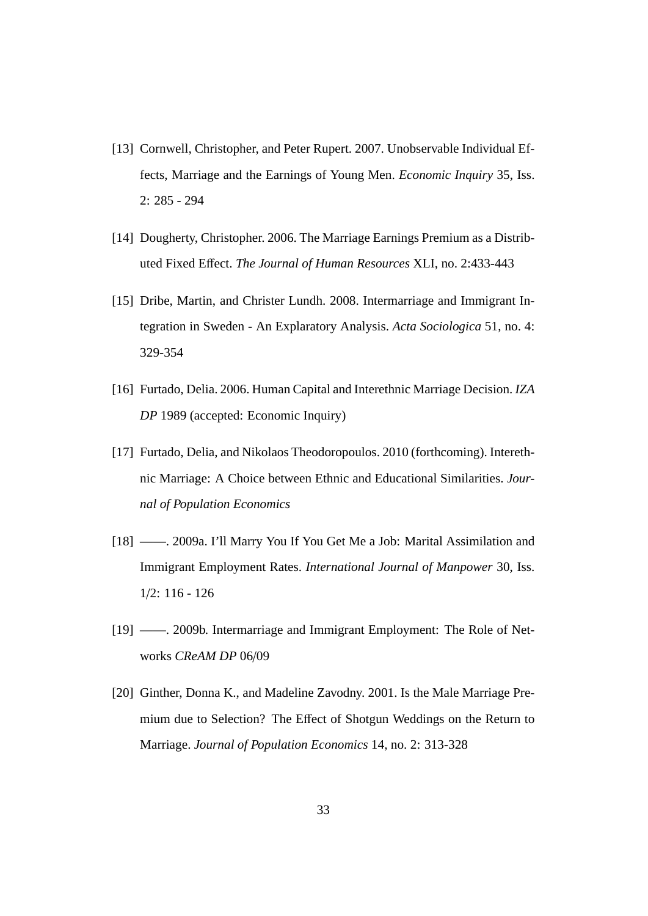[13] Cornwell, Christopher, and Peter Rupert. 2007. Unobservable Individual Effects, Marriage and the Earnings of Young Men. *Economic Inquiry* 35, Iss. 2: 285 - 294

[14] Dougherty, Christopher. 2006. The Marriage Earnings Premium as a Distributed Fixed Effect. *The Journal of Human Resources* XLI, no. 2:433-443

[15] Dribe, Martin, and Christer Lundh. 2008. Intermarriage and Immigrant Integration in Sweden - An Explaratory Analysis. *Acta Sociologica* 51, no. 4: 329-354

[16] Furtado, Delia. 2006. Human Capital and Interethnic Marriage Decision. *IZA DP* 1989 (accepted: Economic Inquiry)

[17] Furtado, Delia, and Nikolaos Theodoropoulos. 2010 (forthcoming). Interethnic Marriage: A Choice between Ethnic and Educational Similarities. *Journal of Population Economics*

[18] ——. 2009a. I'll Marry You If You Get Me a Job: Marital Assimilation and Immigrant Employment Rates. *International Journal of Manpower* 30, Iss. 1/2: 116 - 126

[19] ——. 2009b. Intermarriage and Immigrant Employment: The Role of Networks *CReAM DP* 06/09

[20] Ginther, Donna K., and Madeline Zavodny. 2001. Is the Male Marriage Premium due to Selection? The Effect of Shotgun Weddings on the Return to Marriage. *Journal of Population Economics* 14, no. 2: 313-328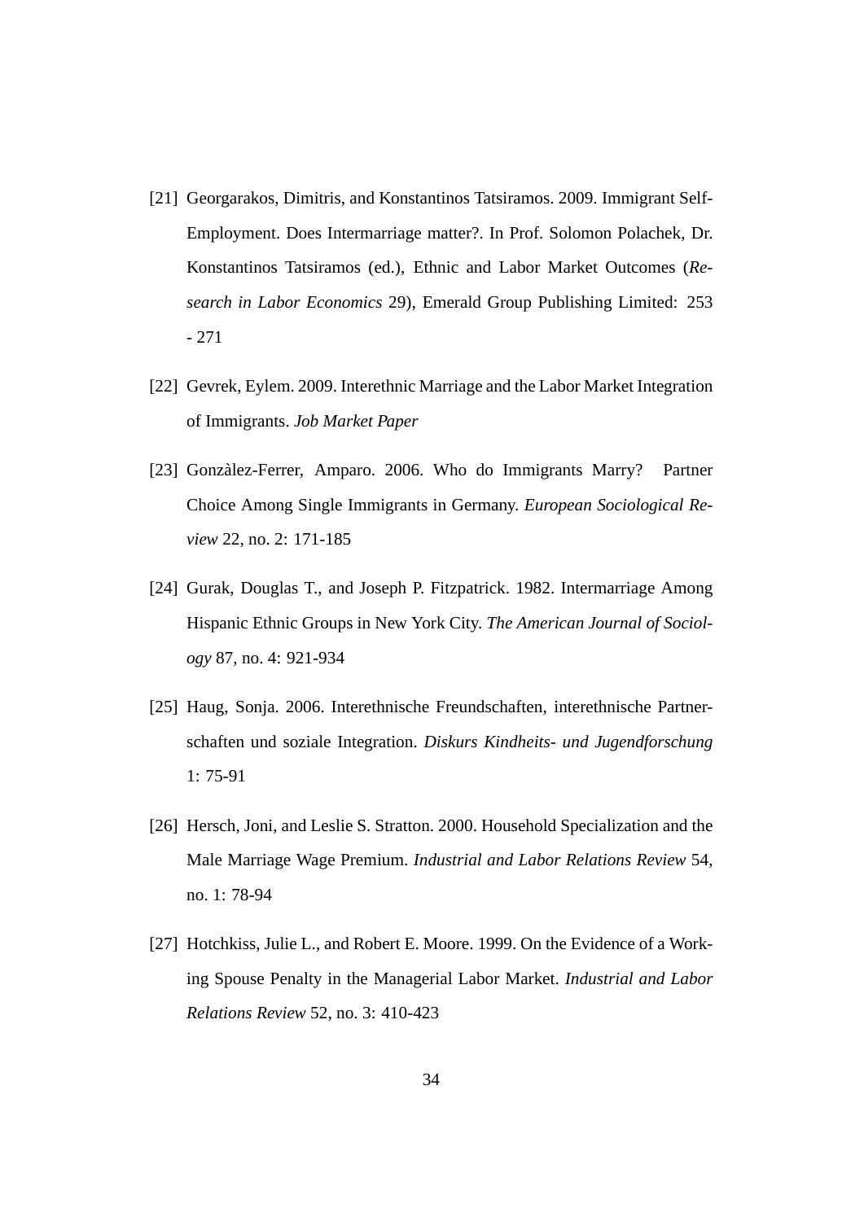[21] Georgarakos, Dimitris, and Konstantinos Tatsiramos. 2009. Immigrant Self-Employment. Does Intermarriage matter?. In Prof. Solomon Polachek, Dr. Konstantinos Tatsiramos (ed.), Ethnic and Labor Market Outcomes (*Research in Labor Economics* 29), Emerald Group Publishing Limited: 253 - 271

[22] Gevrek, Eylem. 2009. Interethnic Marriage and the Labor Market Integration of Immigrants. *Job Market Paper*

[23] Gonzàlez-Ferrer, Amparo. 2006. Who do Immigrants Marry? Partner Choice Among Single Immigrants in Germany. *European Sociological Review* 22, no. 2: 171-185

[24] Gurak, Douglas T., and Joseph P. Fitzpatrick. 1982. Intermarriage Among Hispanic Ethnic Groups in New York City. *The American Journal of Sociology* 87, no. 4: 921-934

[25] Haug, Sonja. 2006. Interethnische Freundschaften, interethnische Partnerschaften und soziale Integration. *Diskurs Kindheits- und Jugendforschung* 1: 75-91

[26] Hersch, Joni, and Leslie S. Stratton. 2000. Household Specialization and the Male Marriage Wage Premium. *Industrial and Labor Relations Review* 54, no. 1: 78-94

[27] Hotchkiss, Julie L., and Robert E. Moore. 1999. On the Evidence of a Working Spouse Penalty in the Managerial Labor Market. *Industrial and Labor Relations Review* 52, no. 3: 410-423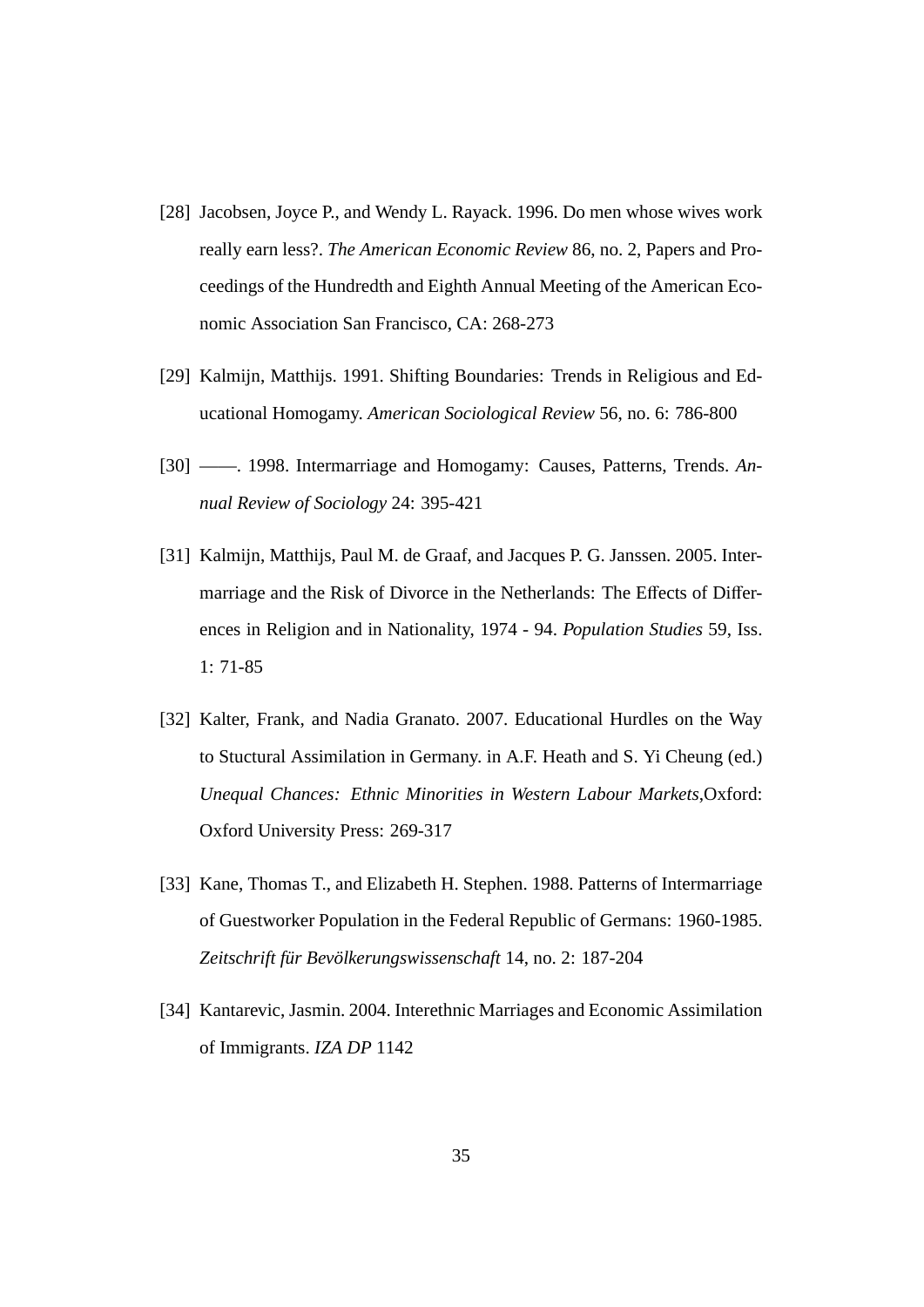[28] Jacobsen, Joyce P., and Wendy L. Rayack. 1996. Do men whose wives work really earn less?. *The American Economic Review* 86, no. 2, Papers and Proceedings of the Hundredth and Eighth Annual Meeting of the American Economic Association San Francisco, CA: 268-273

[29] Kalmijn, Matthijs. 1991. Shifting Boundaries: Trends in Religious and Educational Homogamy. *American Sociological Review* 56, no. 6: 786-800

[30] ——. 1998. Intermarriage and Homogamy: Causes, Patterns, Trends. *Annual Review of Sociology* 24: 395-421

[31] Kalmijn, Matthijs, Paul M. de Graaf, and Jacques P. G. Janssen. 2005. Intermarriage and the Risk of Divorce in the Netherlands: The Effects of Differences in Religion and in Nationality, 1974 - 94. *Population Studies* 59, Iss. 1: 71-85

[32] Kalter, Frank, and Nadia Granato. 2007. Educational Hurdles on the Way to Stuctural Assimilation in Germany. in A.F. Heath and S. Yi Cheung (ed.) *Unequal Chances: Ethnic Minorities in Western Labour Markets*,Oxford: Oxford University Press: 269-317

[33] Kane, Thomas T., and Elizabeth H. Stephen. 1988. Patterns of Intermarriage of Guestworker Population in the Federal Republic of Germans: 1960-1985. *Zeitschrift für Bevölkerungswissenschaft* 14, no. 2: 187-204

[34] Kantarevic, Jasmin. 2004. Interethnic Marriages and Economic Assimilation of Immigrants. *IZA DP* 1142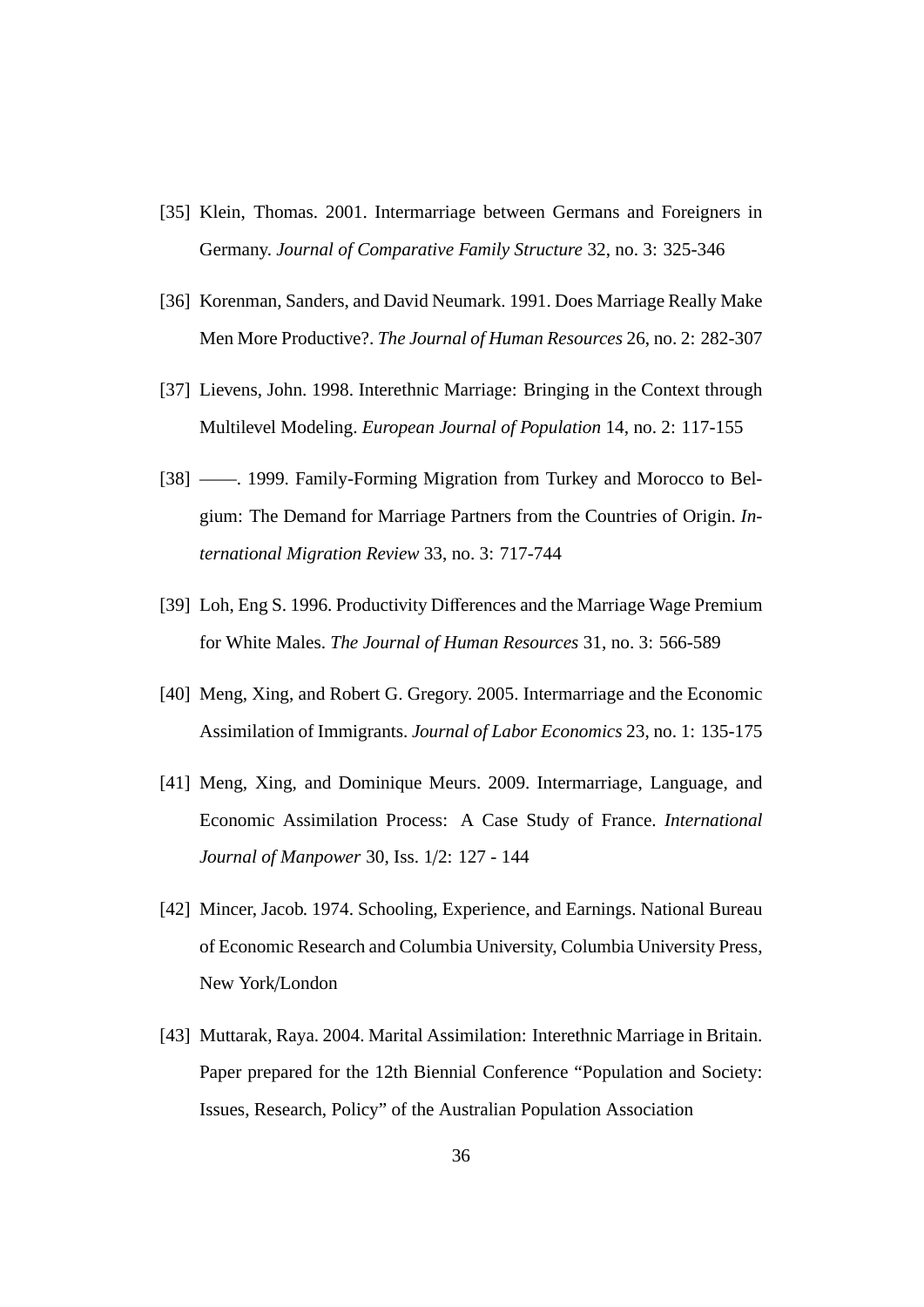[35] Klein, Thomas. 2001. Intermarriage between Germans and Foreigners in Germany. *Journal of Comparative Family Structure* 32, no. 3: 325-346

[36] Korenman, Sanders, and David Neumark. 1991. Does Marriage Really Make Men More Productive?. *The Journal of Human Resources* 26, no. 2: 282-307

[37] Lievens, John. 1998. Interethnic Marriage: Bringing in the Context through Multilevel Modeling. *European Journal of Population* 14, no. 2: 117-155

[38] ——. 1999. Family-Forming Migration from Turkey and Morocco to Belgium: The Demand for Marriage Partners from the Countries of Origin. *International Migration Review* 33, no. 3: 717-744

[39] Loh, Eng S. 1996. Productivity Differences and the Marriage Wage Premium for White Males. *The Journal of Human Resources* 31, no. 3: 566-589

[40] Meng, Xing, and Robert G. Gregory. 2005. Intermarriage and the Economic Assimilation of Immigrants. *Journal of Labor Economics* 23, no. 1: 135-175

[41] Meng, Xing, and Dominique Meurs. 2009. Intermarriage, Language, and Economic Assimilation Process: A Case Study of France. *International Journal of Manpower* 30, Iss. 1/2: 127 - 144

[42] Mincer, Jacob. 1974. Schooling, Experience, and Earnings. National Bureau of Economic Research and Columbia University, Columbia University Press, New York/London

[43] Muttarak, Raya. 2004. Marital Assimilation: Interethnic Marriage in Britain. Paper prepared for the 12th Biennial Conference "Population and Society: Issues, Research, Policy" of the Australian Population Association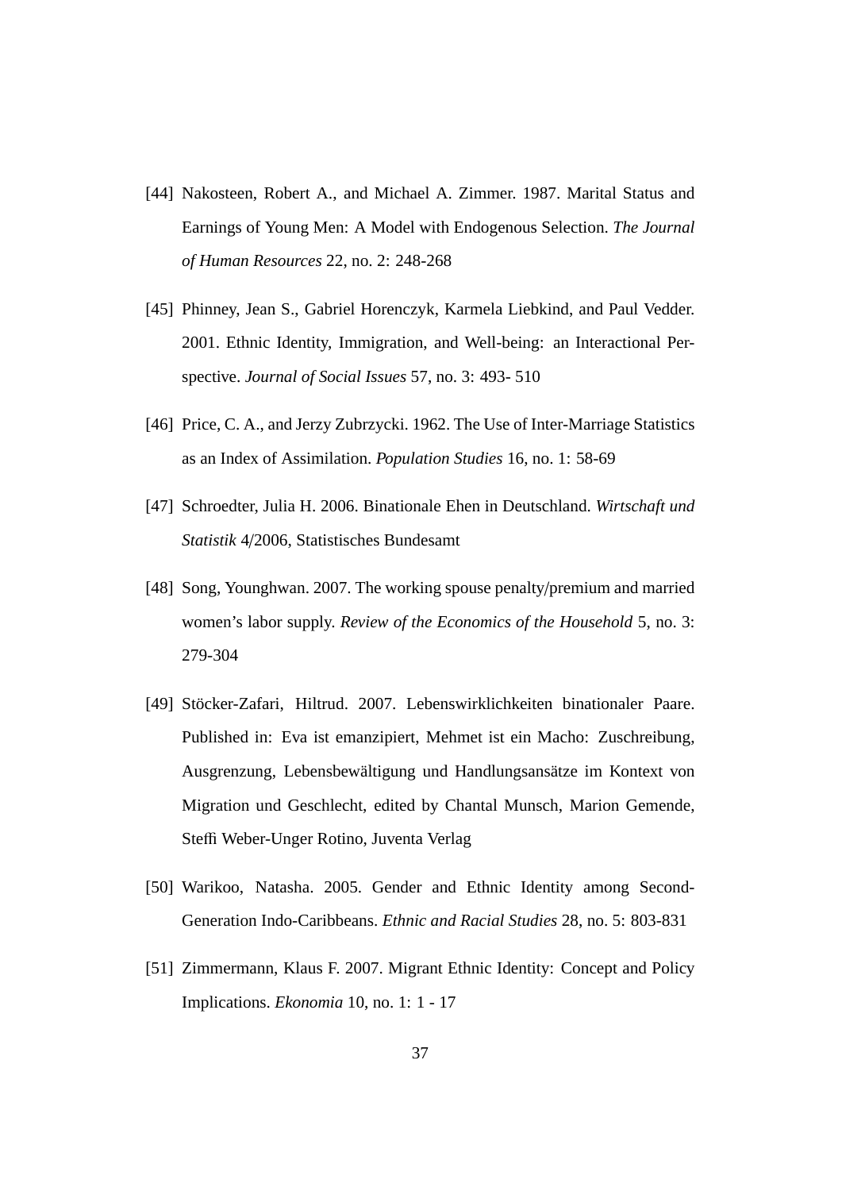[44] Nakosteen, Robert A., and Michael A. Zimmer. 1987. Marital Status and Earnings of Young Men: A Model with Endogenous Selection. *The Journal of Human Resources* 22, no. 2: 248-268

[45] Phinney, Jean S., Gabriel Horenczyk, Karmela Liebkind, and Paul Vedder. 2001. Ethnic Identity, Immigration, and Well-being: an Interactional Perspective. *Journal of Social Issues* 57, no. 3: 493- 510

[46] Price, C. A., and Jerzy Zubrzycki. 1962. The Use of Inter-Marriage Statistics as an Index of Assimilation. *Population Studies* 16, no. 1: 58-69

[47] Schroedter, Julia H. 2006. Binationale Ehen in Deutschland. *Wirtschaft und Statistik* 4/2006, Statistisches Bundesamt

[48] Song, Younghwan. 2007. The working spouse penalty/premium and married women's labor supply. *Review of the Economics of the Household* 5, no. 3: 279-304

[49] Stöcker-Zafari, Hiltrud. 2007. Lebenswirklichkeiten binationaler Paare. Published in: Eva ist emanzipiert, Mehmet ist ein Macho: Zuschreibung, Ausgrenzung, Lebensbewältigung und Handlungsansätze im Kontext von Migration und Geschlecht, edited by Chantal Munsch, Marion Gemende, Steffi Weber-Unger Rotino, Juventa Verlag

[50] Warikoo, Natasha. 2005. Gender and Ethnic Identity among Second-Generation Indo-Caribbeans. *Ethnic and Racial Studies* 28, no. 5: 803-831

[51] Zimmermann, Klaus F. 2007. Migrant Ethnic Identity: Concept and Policy Implications. *Ekonomia* 10, no. 1: 1 - 17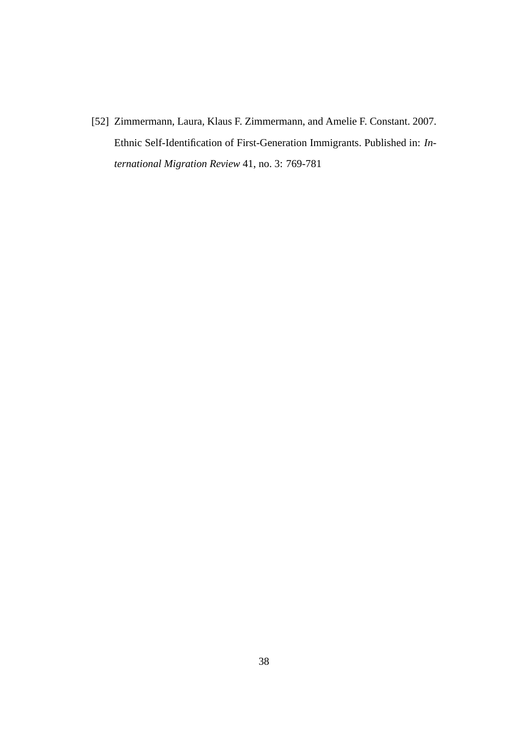[52] Zimmermann, Laura, Klaus F. Zimmermann, and Amelie F. Constant. 2007. Ethnic Self-Identification of First-Generation Immigrants. Published in: *International Migration Review* 41, no. 3: 769-781